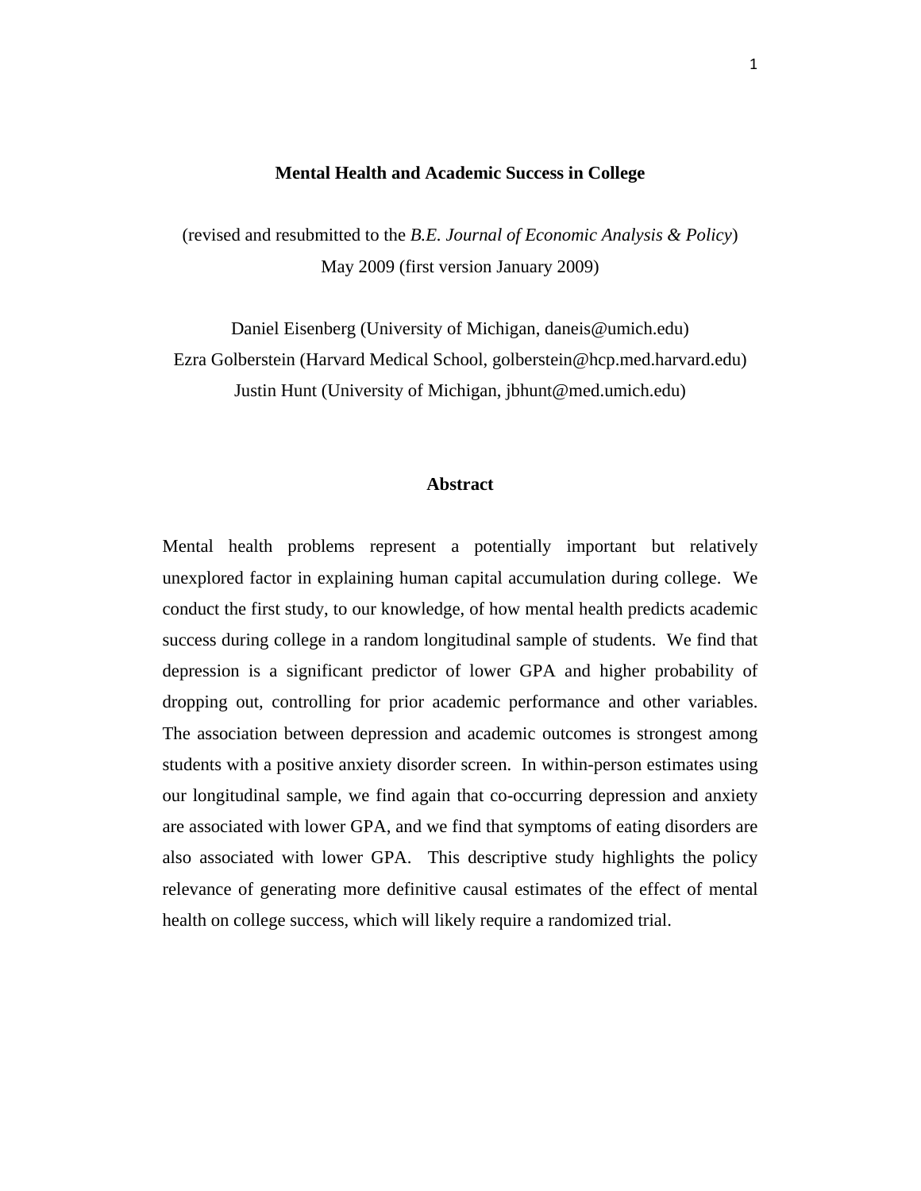# Mental Health and Academic Success in College

(revised and resubmitted to the *B.E. Journal of Economic Analysis & Policy*)
May 2009 (first version January 2009)

Daniel Eisenberg (University of Michigan, daneis@umich.edu)
Ezra Golberstein (Harvard Medical School, golberstein@hcp.med.harvard.edu)
Justin Hunt (University of Michigan, jbhunt@med.umich.edu)

## Abstract

Mental health problems represent a potentially important but relatively unexplored factor in explaining human capital accumulation during college. We conduct the first study, to our knowledge, of how mental health predicts academic success during college in a random longitudinal sample of students. We find that depression is a significant predictor of lower GPA and higher probability of dropping out, controlling for prior academic performance and other variables. The association between depression and academic outcomes is strongest among students with a positive anxiety disorder screen. In within-person estimates using our longitudinal sample, we find again that co-occurring depression and anxiety are associated with lower GPA, and we find that symptoms of eating disorders are also associated with lower GPA. This descriptive study highlights the policy relevance of generating more definitive causal estimates of the effect of mental health on college success, which will likely require a randomized trial.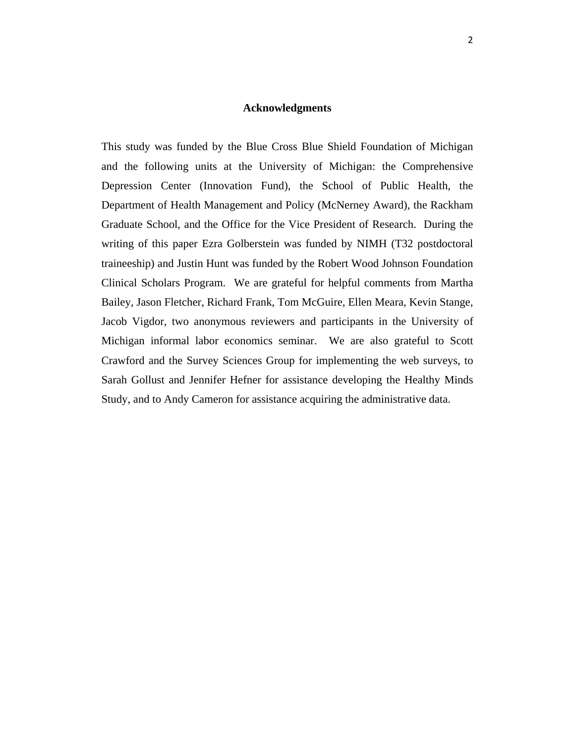## Acknowledgments

This study was funded by the Blue Cross Blue Shield Foundation of Michigan and the following units at the University of Michigan: the Comprehensive Depression Center (Innovation Fund), the School of Public Health, the Department of Health Management and Policy (McNerney Award), the Rackham Graduate School, and the Office for the Vice President of Research. During the writing of this paper Ezra Golberstein was funded by NIMH (T32 postdoctoral traineeship) and Justin Hunt was funded by the Robert Wood Johnson Foundation Clinical Scholars Program. We are grateful for helpful comments from Martha Bailey, Jason Fletcher, Richard Frank, Tom McGuire, Ellen Meara, Kevin Stange, Jacob Vigdor, two anonymous reviewers and participants in the University of Michigan informal labor economics seminar. We are also grateful to Scott Crawford and the Survey Sciences Group for implementing the web surveys, to Sarah Gollust and Jennifer Hefner for assistance developing the Healthy Minds Study, and to Andy Cameron for assistance acquiring the administrative data.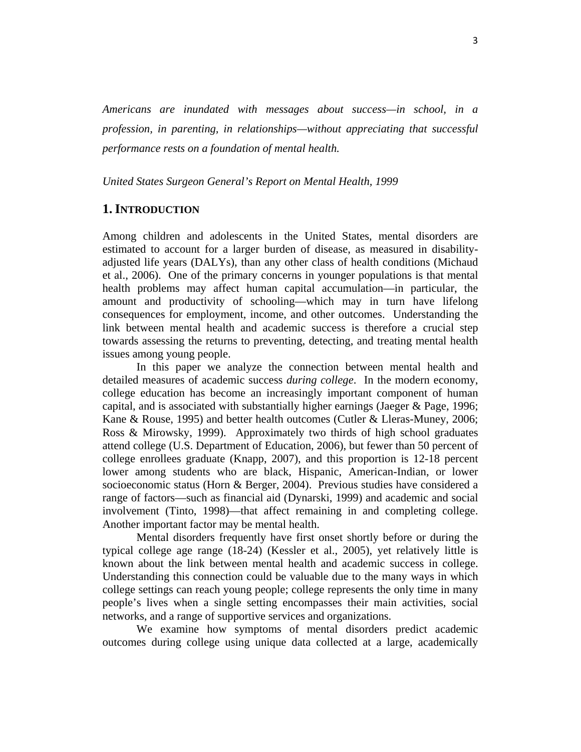*Americans are inundated with messages about success—in school, in a profession, in parenting, in relationships—without appreciating that successful performance rests on a foundation of mental health.*

*United States Surgeon General's Report on Mental Health, 1999*

## 1. INTRODUCTION

Among children and adolescents in the United States, mental disorders are estimated to account for a larger burden of disease, as measured in disability-adjusted life years (DALYs), than any other class of health conditions (Michaud et al., 2006). One of the primary concerns in younger populations is that mental health problems may affect human capital accumulation—in particular, the amount and productivity of schooling—which may in turn have lifelong consequences for employment, income, and other outcomes. Understanding the link between mental health and academic success is therefore a crucial step towards assessing the returns to preventing, detecting, and treating mental health issues among young people.

In this paper we analyze the connection between mental health and detailed measures of academic success *during college*. In the modern economy, college education has become an increasingly important component of human capital, and is associated with substantially higher earnings (Jaeger & Page, 1996; Kane & Rouse, 1995) and better health outcomes (Cutler & Lleras-Muney, 2006; Ross & Mirowsky, 1999). Approximately two thirds of high school graduates attend college (U.S. Department of Education, 2006), but fewer than 50 percent of college enrollees graduate (Knapp, 2007), and this proportion is 12-18 percent lower among students who are black, Hispanic, American-Indian, or lower socioeconomic status (Horn & Berger, 2004). Previous studies have considered a range of factors—such as financial aid (Dynarski, 1999) and academic and social involvement (Tinto, 1998)—that affect remaining in and completing college. Another important factor may be mental health.

Mental disorders frequently have first onset shortly before or during the typical college age range (18-24) (Kessler et al., 2005), yet relatively little is known about the link between mental health and academic success in college. Understanding this connection could be valuable due to the many ways in which college settings can reach young people; college represents the only time in many people's lives when a single setting encompasses their main activities, social networks, and a range of supportive services and organizations.

We examine how symptoms of mental disorders predict academic outcomes during college using unique data collected at a large, academically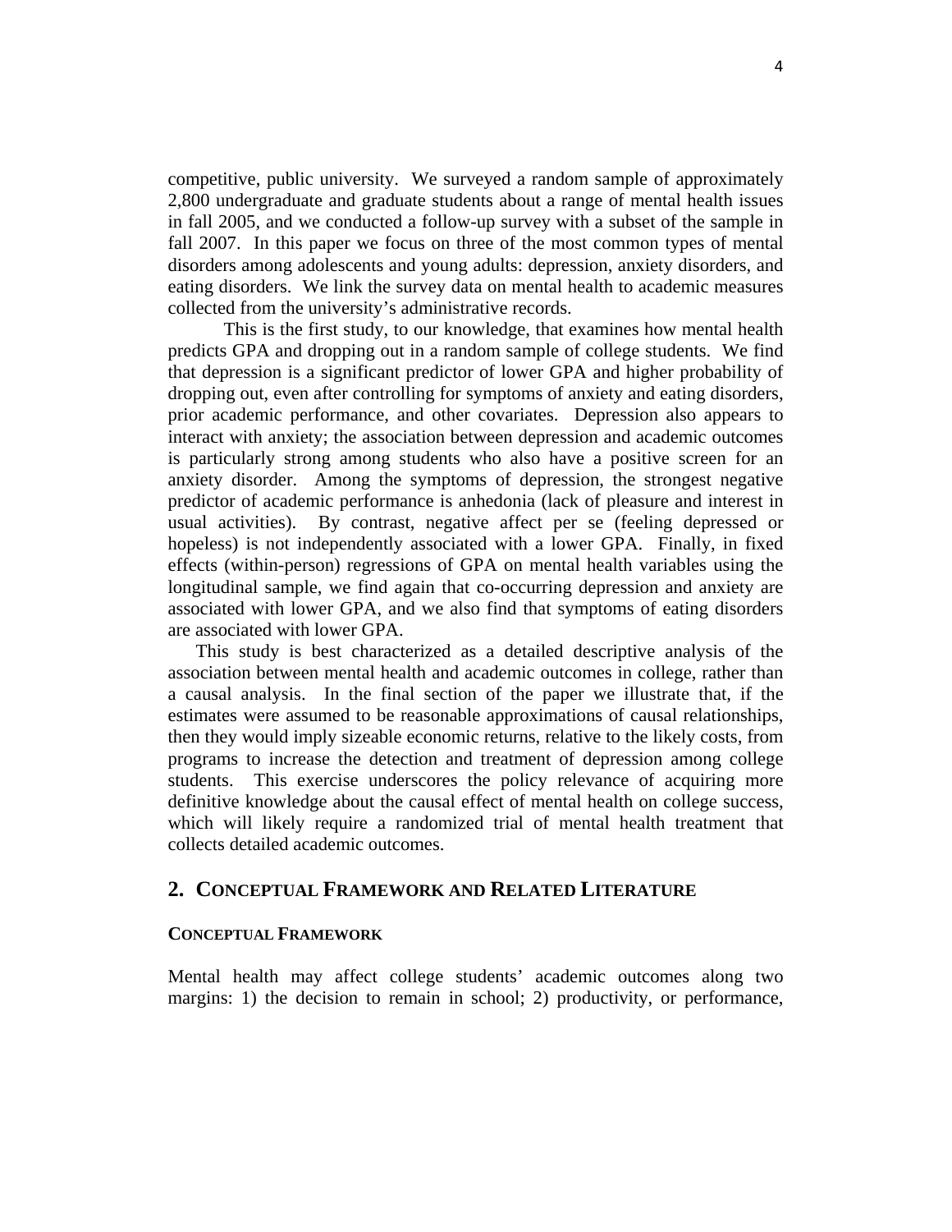competitive, public university. We surveyed a random sample of approximately 2,800 undergraduate and graduate students about a range of mental health issues in fall 2005, and we conducted a follow-up survey with a subset of the sample in fall 2007. In this paper we focus on three of the most common types of mental disorders among adolescents and young adults: depression, anxiety disorders, and eating disorders. We link the survey data on mental health to academic measures collected from the university's administrative records.

This is the first study, to our knowledge, that examines how mental health predicts GPA and dropping out in a random sample of college students. We find that depression is a significant predictor of lower GPA and higher probability of dropping out, even after controlling for symptoms of anxiety and eating disorders, prior academic performance, and other covariates. Depression also appears to interact with anxiety; the association between depression and academic outcomes is particularly strong among students who also have a positive screen for an anxiety disorder. Among the symptoms of depression, the strongest negative predictor of academic performance is anhedonia (lack of pleasure and interest in usual activities). By contrast, negative affect per se (feeling depressed or hopeless) is not independently associated with a lower GPA. Finally, in fixed effects (within-person) regressions of GPA on mental health variables using the longitudinal sample, we find again that co-occurring depression and anxiety are associated with lower GPA, and we also find that symptoms of eating disorders are associated with lower GPA.

This study is best characterized as a detailed descriptive analysis of the association between mental health and academic outcomes in college, rather than a causal analysis. In the final section of the paper we illustrate that, if the estimates were assumed to be reasonable approximations of causal relationships, then they would imply sizeable economic returns, relative to the likely costs, from programs to increase the detection and treatment of depression among college students. This exercise underscores the policy relevance of acquiring more definitive knowledge about the causal effect of mental health on college success, which will likely require a randomized trial of mental health treatment that collects detailed academic outcomes.

## 2. Conceptual Framework and Related Literature

### Conceptual Framework

Mental health may affect college students' academic outcomes along two margins: 1) the decision to remain in school; 2) productivity, or performance,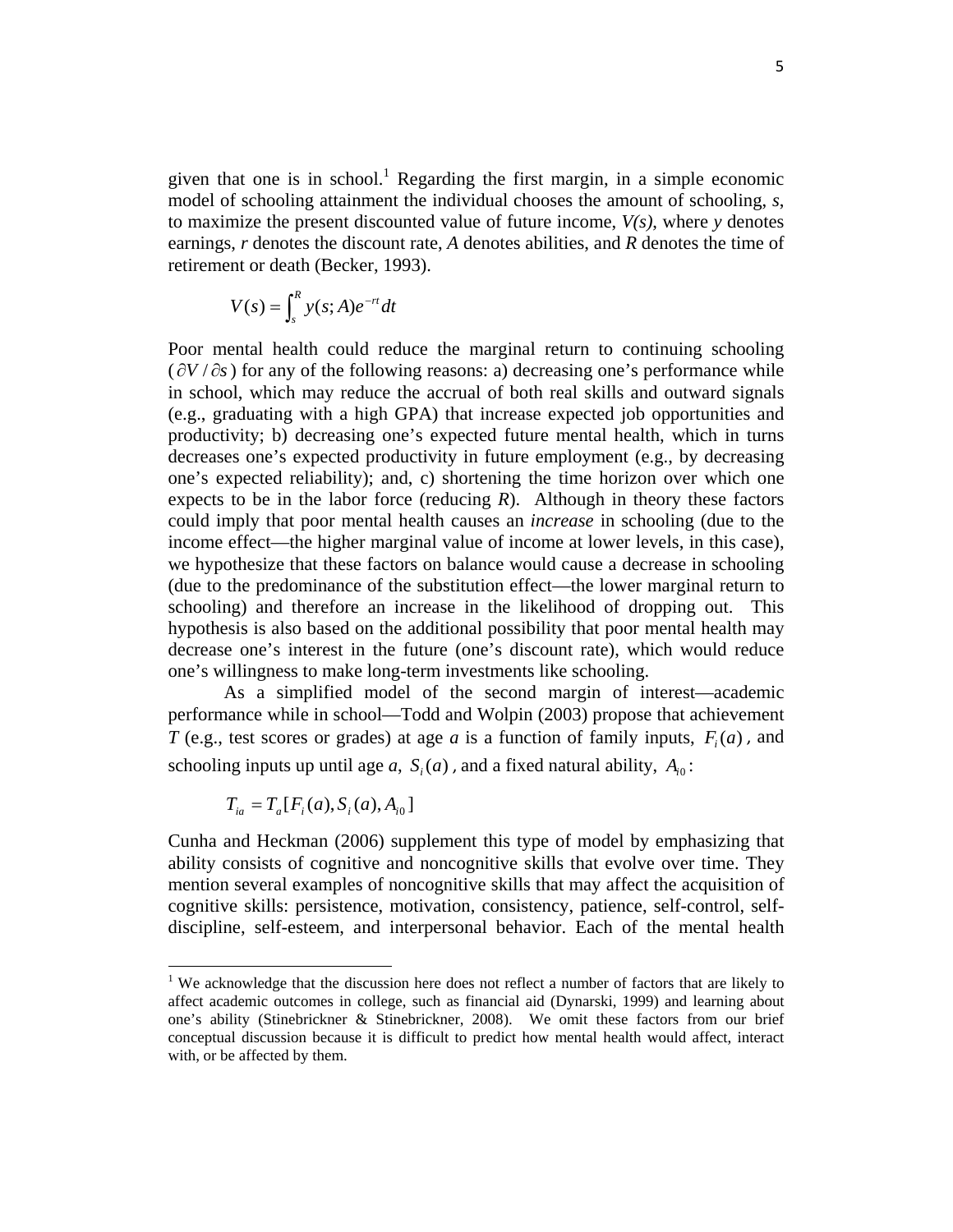given that one is in school.[1] Regarding the first margin, in a simple economic model of schooling attainment the individual chooses the amount of schooling, *s*, to maximize the present discounted value of future income, *V(s)*, where *y* denotes earnings, *r* denotes the discount rate, *A* denotes abilities, and *R* denotes the time of retirement or death (Becker, 1993).

$$V(s) = \int_{s}^{R} y(s; A) e^{-rt} dt$$

Poor mental health could reduce the marginal return to continuing schooling ($\partial V / \partial s$) for any of the following reasons: a) decreasing one's performance while in school, which may reduce the accrual of both real skills and outward signals (e.g., graduating with a high GPA) that increase expected job opportunities and productivity; b) decreasing one's expected future mental health, which in turns decreases one's expected productivity in future employment (e.g., by decreasing one's expected reliability); and, c) shortening the time horizon over which one expects to be in the labor force (reducing *R*). Although in theory these factors could imply that poor mental health causes an *increase* in schooling (due to the income effect—the higher marginal value of income at lower levels, in this case), we hypothesize that these factors on balance would cause a decrease in schooling (due to the predominance of the substitution effect—the lower marginal return to schooling) and therefore an increase in the likelihood of dropping out. This hypothesis is also based on the additional possibility that poor mental health may decrease one's interest in the future (one's discount rate), which would reduce one's willingness to make long-term investments like schooling.

As a simplified model of the second margin of interest—academic performance while in school—Todd and Wolpin (2003) propose that achievement *T* (e.g., test scores or grades) at age *a* is a function of family inputs, $F_i(a)$, and schooling inputs up until age *a*, $S_i(a)$, and a fixed natural ability, $A_{i0}$:

$$T_{ia} = T_a[F_i(a), S_i(a), A_{i0}]$$

Cunha and Heckman (2006) supplement this type of model by emphasizing that ability consists of cognitive and noncognitive skills that evolve over time. They mention several examples of noncognitive skills that may affect the acquisition of cognitive skills: persistence, motivation, consistency, patience, self-control, self-discipline, self-esteem, and interpersonal behavior. Each of the mental health

[1] We acknowledge that the discussion here does not reflect a number of factors that are likely to affect academic outcomes in college, such as financial aid (Dynarski, 1999) and learning about one's ability (Stinebrickner & Stinebrickner, 2008). We omit these factors from our brief conceptual discussion because it is difficult to predict how mental health would affect, interact with, or be affected by them.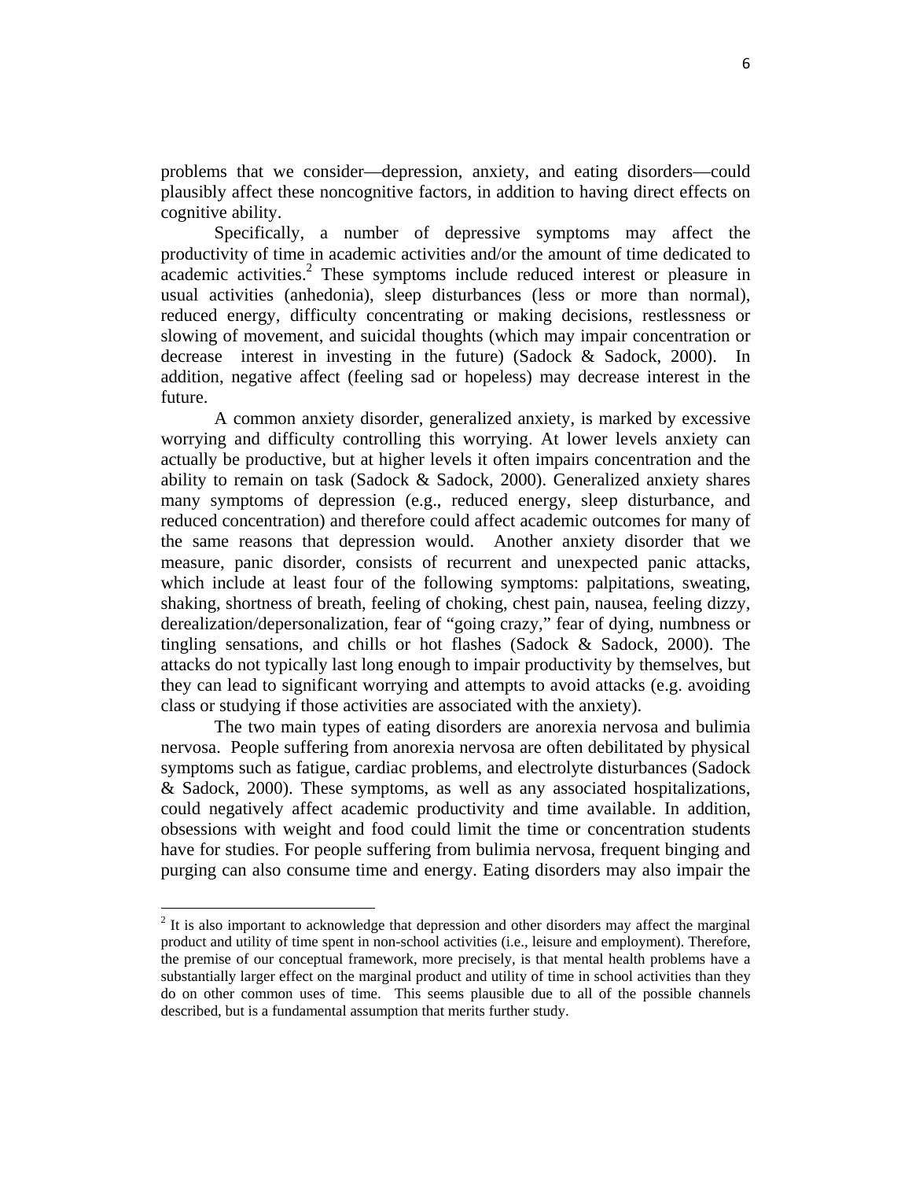problems that we consider—depression, anxiety, and eating disorders—could plausibly affect these noncognitive factors, in addition to having direct effects on cognitive ability.

Specifically, a number of depressive symptoms may affect the productivity of time in academic activities and/or the amount of time dedicated to academic activities.[2] These symptoms include reduced interest or pleasure in usual activities (anhedonia), sleep disturbances (less or more than normal), reduced energy, difficulty concentrating or making decisions, restlessness or slowing of movement, and suicidal thoughts (which may impair concentration or decrease interest in investing in the future) (Sadock & Sadock, 2000). In addition, negative affect (feeling sad or hopeless) may decrease interest in the future.

A common anxiety disorder, generalized anxiety, is marked by excessive worrying and difficulty controlling this worrying. At lower levels anxiety can actually be productive, but at higher levels it often impairs concentration and the ability to remain on task (Sadock & Sadock, 2000). Generalized anxiety shares many symptoms of depression (e.g., reduced energy, sleep disturbance, and reduced concentration) and therefore could affect academic outcomes for many of the same reasons that depression would. Another anxiety disorder that we measure, panic disorder, consists of recurrent and unexpected panic attacks, which include at least four of the following symptoms: palpitations, sweating, shaking, shortness of breath, feeling of choking, chest pain, nausea, feeling dizzy, derealization/depersonalization, fear of "going crazy," fear of dying, numbness or tingling sensations, and chills or hot flashes (Sadock & Sadock, 2000). The attacks do not typically last long enough to impair productivity by themselves, but they can lead to significant worrying and attempts to avoid attacks (e.g. avoiding class or studying if those activities are associated with the anxiety).

The two main types of eating disorders are anorexia nervosa and bulimia nervosa. People suffering from anorexia nervosa are often debilitated by physical symptoms such as fatigue, cardiac problems, and electrolyte disturbances (Sadock & Sadock, 2000). These symptoms, as well as any associated hospitalizations, could negatively affect academic productivity and time available. In addition, obsessions with weight and food could limit the time or concentration students have for studies. For people suffering from bulimia nervosa, frequent binging and purging can also consume time and energy. Eating disorders may also impair the

---

[2] It is also important to acknowledge that depression and other disorders may affect the marginal product and utility of time spent in non-school activities (i.e., leisure and employment). Therefore, the premise of our conceptual framework, more precisely, is that mental health problems have a substantially larger effect on the marginal product and utility of time in school activities than they do on other common uses of time. This seems plausible due to all of the possible channels described, but is a fundamental assumption that merits further study.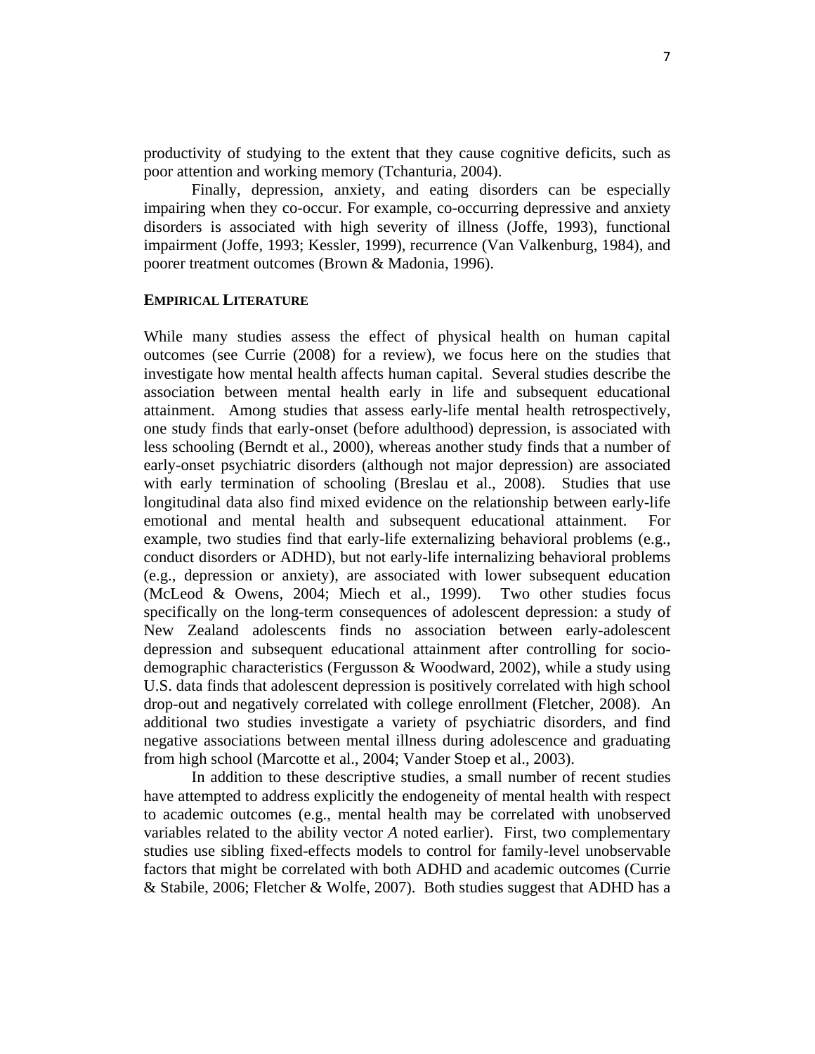productivity of studying to the extent that they cause cognitive deficits, such as poor attention and working memory (Tchanturia, 2004).

Finally, depression, anxiety, and eating disorders can be especially impairing when they co-occur. For example, co-occurring depressive and anxiety disorders is associated with high severity of illness (Joffe, 1993), functional impairment (Joffe, 1993; Kessler, 1999), recurrence (Van Valkenburg, 1984), and poorer treatment outcomes (Brown & Madonia, 1996).

## EMPIRICAL LITERATURE

While many studies assess the effect of physical health on human capital outcomes (see Currie (2008) for a review), we focus here on the studies that investigate how mental health affects human capital. Several studies describe the association between mental health early in life and subsequent educational attainment. Among studies that assess early-life mental health retrospectively, one study finds that early-onset (before adulthood) depression, is associated with less schooling (Berndt et al., 2000), whereas another study finds that a number of early-onset psychiatric disorders (although not major depression) are associated with early termination of schooling (Breslau et al., 2008). Studies that use longitudinal data also find mixed evidence on the relationship between early-life emotional and mental health and subsequent educational attainment. For example, two studies find that early-life externalizing behavioral problems (e.g., conduct disorders or ADHD), but not early-life internalizing behavioral problems (e.g., depression or anxiety), are associated with lower subsequent education (McLeod & Owens, 2004; Miech et al., 1999). Two other studies focus specifically on the long-term consequences of adolescent depression: a study of New Zealand adolescents finds no association between early-adolescent depression and subsequent educational attainment after controlling for socio-demographic characteristics (Fergusson & Woodward, 2002), while a study using U.S. data finds that adolescent depression is positively correlated with high school drop-out and negatively correlated with college enrollment (Fletcher, 2008). An additional two studies investigate a variety of psychiatric disorders, and find negative associations between mental illness during adolescence and graduating from high school (Marcotte et al., 2004; Vander Stoep et al., 2003).

In addition to these descriptive studies, a small number of recent studies have attempted to address explicitly the endogeneity of mental health with respect to academic outcomes (e.g., mental health may be correlated with unobserved variables related to the ability vector $A$ noted earlier). First, two complementary studies use sibling fixed-effects models to control for family-level unobservable factors that might be correlated with both ADHD and academic outcomes (Currie & Stabile, 2006; Fletcher & Wolfe, 2007). Both studies suggest that ADHD has a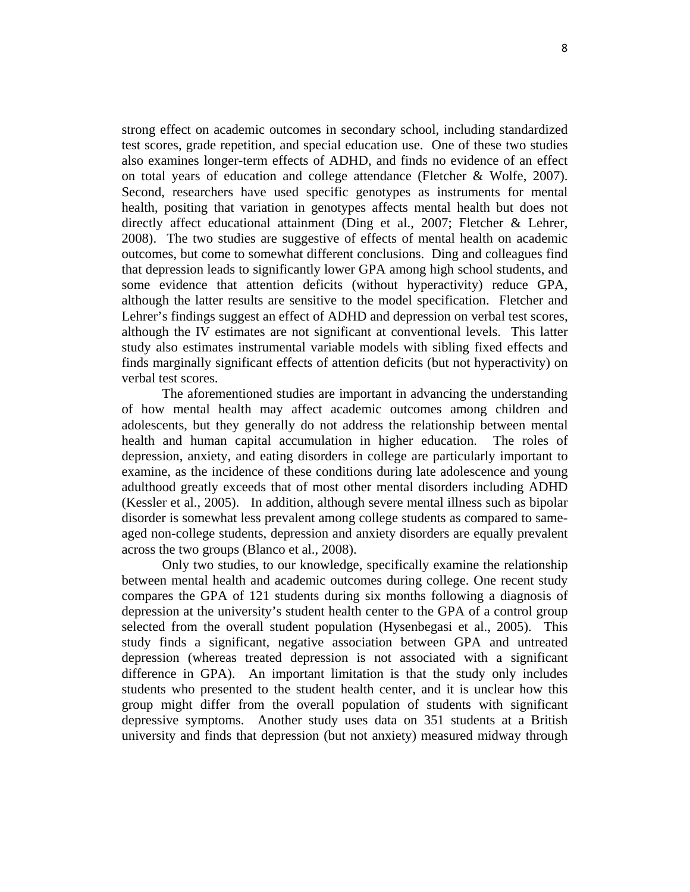strong effect on academic outcomes in secondary school, including standardized test scores, grade repetition, and special education use. One of these two studies also examines longer-term effects of ADHD, and finds no evidence of an effect on total years of education and college attendance (Fletcher & Wolfe, 2007). Second, researchers have used specific genotypes as instruments for mental health, positing that variation in genotypes affects mental health but does not directly affect educational attainment (Ding et al., 2007; Fletcher & Lehrer, 2008). The two studies are suggestive of effects of mental health on academic outcomes, but come to somewhat different conclusions. Ding and colleagues find that depression leads to significantly lower GPA among high school students, and some evidence that attention deficits (without hyperactivity) reduce GPA, although the latter results are sensitive to the model specification. Fletcher and Lehrer's findings suggest an effect of ADHD and depression on verbal test scores, although the IV estimates are not significant at conventional levels. This latter study also estimates instrumental variable models with sibling fixed effects and finds marginally significant effects of attention deficits (but not hyperactivity) on verbal test scores.

The aforementioned studies are important in advancing the understanding of how mental health may affect academic outcomes among children and adolescents, but they generally do not address the relationship between mental health and human capital accumulation in higher education. The roles of depression, anxiety, and eating disorders in college are particularly important to examine, as the incidence of these conditions during late adolescence and young adulthood greatly exceeds that of most other mental disorders including ADHD (Kessler et al., 2005). In addition, although severe mental illness such as bipolar disorder is somewhat less prevalent among college students as compared to same-aged non-college students, depression and anxiety disorders are equally prevalent across the two groups (Blanco et al., 2008).

Only two studies, to our knowledge, specifically examine the relationship between mental health and academic outcomes during college. One recent study compares the GPA of 121 students during six months following a diagnosis of depression at the university's student health center to the GPA of a control group selected from the overall student population (Hysenbegasi et al., 2005). This study finds a significant, negative association between GPA and untreated depression (whereas treated depression is not associated with a significant difference in GPA). An important limitation is that the study only includes students who presented to the student health center, and it is unclear how this group might differ from the overall population of students with significant depressive symptoms. Another study uses data on 351 students at a British university and finds that depression (but not anxiety) measured midway through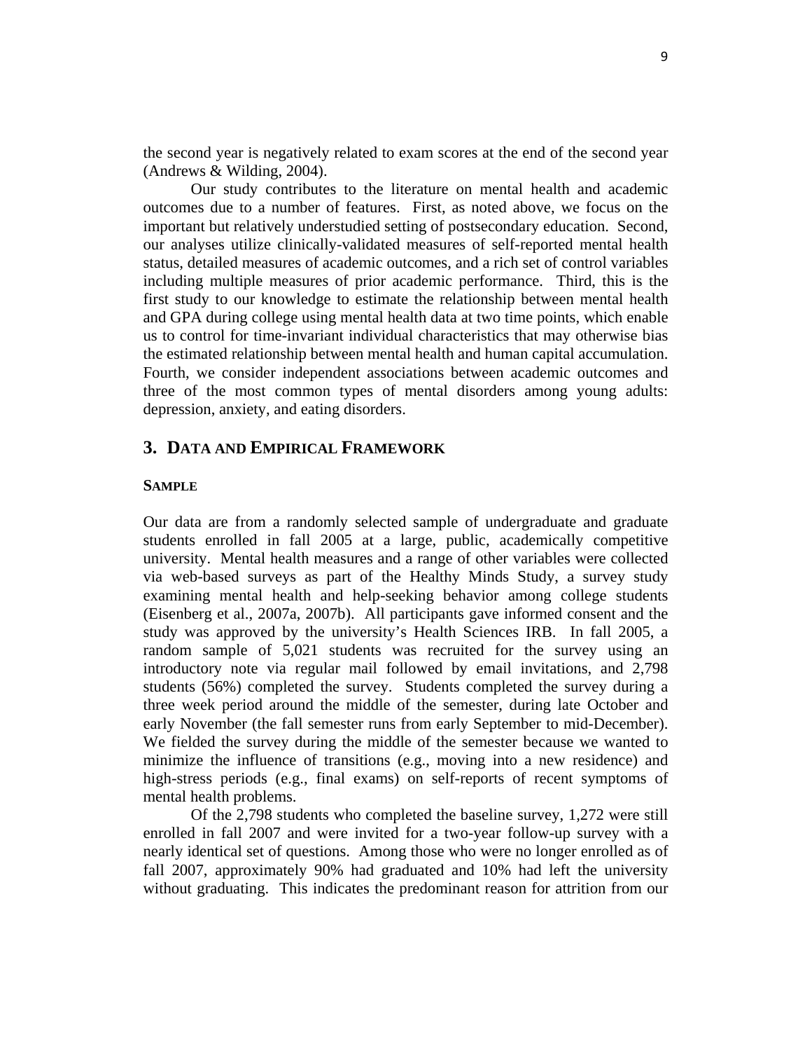the second year is negatively related to exam scores at the end of the second year (Andrews & Wilding, 2004).

Our study contributes to the literature on mental health and academic outcomes due to a number of features. First, as noted above, we focus on the important but relatively understudied setting of postsecondary education. Second, our analyses utilize clinically-validated measures of self-reported mental health status, detailed measures of academic outcomes, and a rich set of control variables including multiple measures of prior academic performance. Third, this is the first study to our knowledge to estimate the relationship between mental health and GPA during college using mental health data at two time points, which enable us to control for time-invariant individual characteristics that may otherwise bias the estimated relationship between mental health and human capital accumulation. Fourth, we consider independent associations between academic outcomes and three of the most common types of mental disorders among young adults: depression, anxiety, and eating disorders.

## 3. Data and Empirical Framework

### Sample

Our data are from a randomly selected sample of undergraduate and graduate students enrolled in fall 2005 at a large, public, academically competitive university. Mental health measures and a range of other variables were collected via web-based surveys as part of the Healthy Minds Study, a survey study examining mental health and help-seeking behavior among college students (Eisenberg et al., 2007a, 2007b). All participants gave informed consent and the study was approved by the university's Health Sciences IRB. In fall 2005, a random sample of 5,021 students was recruited for the survey using an introductory note via regular mail followed by email invitations, and 2,798 students (56%) completed the survey. Students completed the survey during a three week period around the middle of the semester, during late October and early November (the fall semester runs from early September to mid-December). We fielded the survey during the middle of the semester because we wanted to minimize the influence of transitions (e.g., moving into a new residence) and high-stress periods (e.g., final exams) on self-reports of recent symptoms of mental health problems.

Of the 2,798 students who completed the baseline survey, 1,272 were still enrolled in fall 2007 and were invited for a two-year follow-up survey with a nearly identical set of questions. Among those who were no longer enrolled as of fall 2007, approximately 90% had graduated and 10% had left the university without graduating. This indicates the predominant reason for attrition from our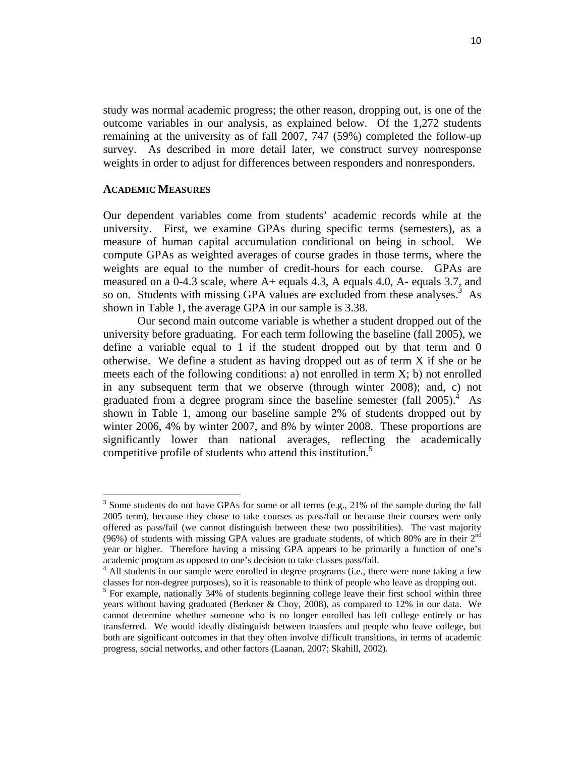study was normal academic progress; the other reason, dropping out, is one of the outcome variables in our analysis, as explained below. Of the 1,272 students remaining at the university as of fall 2007, 747 (59%) completed the follow-up survey. As described in more detail later, we construct survey nonresponse weights in order to adjust for differences between responders and nonresponders.

### ACADEMIC MEASURES

Our dependent variables come from students' academic records while at the university. First, we examine GPAs during specific terms (semesters), as a measure of human capital accumulation conditional on being in school. We compute GPAs as weighted averages of course grades in those terms, where the weights are equal to the number of credit-hours for each course. GPAs are measured on a 0-4.3 scale, where A+ equals 4.3, A equals 4.0, A- equals 3.7, and so on. Students with missing GPA values are excluded from these analyses.[3] As shown in Table 1, the average GPA in our sample is 3.38.

Our second main outcome variable is whether a student dropped out of the university before graduating. For each term following the baseline (fall 2005), we define a variable equal to 1 if the student dropped out by that term and 0 otherwise. We define a student as having dropped out as of term X if she or he meets each of the following conditions: a) not enrolled in term X; b) not enrolled in any subsequent term that we observe (through winter 2008); and, c) not graduated from a degree program since the baseline semester (fall 2005).[4] As shown in Table 1, among our baseline sample 2% of students dropped out by winter 2006, 4% by winter 2007, and 8% by winter 2008. These proportions are significantly lower than national averages, reflecting the academically competitive profile of students who attend this institution.[5]

---

[3] Some students do not have GPAs for some or all terms (e.g., 21% of the sample during the fall 2005 term), because they chose to take courses as pass/fail or because their courses were only offered as pass/fail (we cannot distinguish between these two possibilities). The vast majority (96%) of students with missing GPA values are graduate students, of which 80% are in their 2nd year or higher. Therefore having a missing GPA appears to be primarily a function of one's academic program as opposed to one's decision to take classes pass/fail.

[4] All students in our sample were enrolled in degree programs (i.e., there were none taking a few classes for non-degree purposes), so it is reasonable to think of people who leave as dropping out.

[5] For example, nationally 34% of students beginning college leave their first school within three years without having graduated (Berkner & Choy, 2008), as compared to 12% in our data. We cannot determine whether someone who is no longer enrolled has left college entirely or has transferred. We would ideally distinguish between transfers and people who leave college, but both are significant outcomes in that they often involve difficult transitions, in terms of academic progress, social networks, and other factors (Laanan, 2007; Skahill, 2002).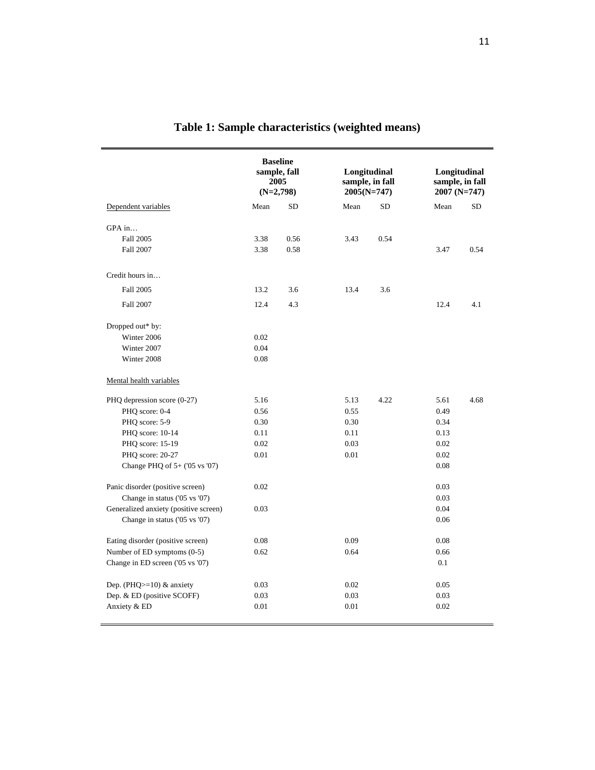# Table 1: Sample characteristics (weighted means)

| | Baseline sample, fall 2005 (N=2,798) | | Longitudinal sample, in fall 2005(N=747) | | Longitudinal sample, in fall 2007 (N=747) | |
|---|---|---|---|---|---|---|
| Dependent variables | Mean | SD | Mean | SD | Mean | SD |
| GPA in… | | | | | | |
| Fall 2005 | 3.38 | 0.56 | 3.43 | 0.54 | | |
| Fall 2007 | 3.38 | 0.58 | | | 3.47 | 0.54 |
| Credit hours in… | | | | | | |
| Fall 2005 | 13.2 | 3.6 | 13.4 | 3.6 | | |
| Fall 2007 | 12.4 | 4.3 | | | 12.4 | 4.1 |
| Dropped out* by: | | | | | | |
| Winter 2006 | 0.02 | | | | | |
| Winter 2007 | 0.04 | | | | | |
| Winter 2008 | 0.08 | | | | | |
| Mental health variables | | | | | | |
| PHQ depression score (0-27) | 5.16 | | 5.13 | 4.22 | 5.61 | 4.68 |
| PHQ score: 0-4 | 0.56 | | 0.55 | | 0.49 | |
| PHQ score: 5-9 | 0.30 | | 0.30 | | 0.34 | |
| PHQ score: 10-14 | 0.11 | | 0.11 | | 0.13 | |
| PHQ score: 15-19 | 0.02 | | 0.03 | | 0.02 | |
| PHQ score: 20-27 | 0.01 | | 0.01 | | 0.02 | |
| Change PHQ of 5+ ('05 vs '07) | | | | | 0.08 | |
| Panic disorder (positive screen) | 0.02 | | | | 0.03 | |
| Change in status ('05 vs '07) | | | | | 0.03 | |
| Generalized anxiety (positive screen) | 0.03 | | | | 0.04 | |
| Change in status ('05 vs '07) | | | | | 0.06 | |
| Eating disorder (positive screen) | 0.08 | | 0.09 | | 0.08 | |
| Number of ED symptoms (0-5) | 0.62 | | 0.64 | | 0.66 | |
| Change in ED screen ('05 vs '07) | | | | | 0.1 | |
| Dep. (PHQ>=10) & anxiety | 0.03 | | 0.02 | | 0.05 | |
| Dep. & ED (positive SCOFF) | 0.03 | | 0.03 | | 0.03 | |
| Anxiety & ED | 0.01 | | 0.01 | | 0.02 | |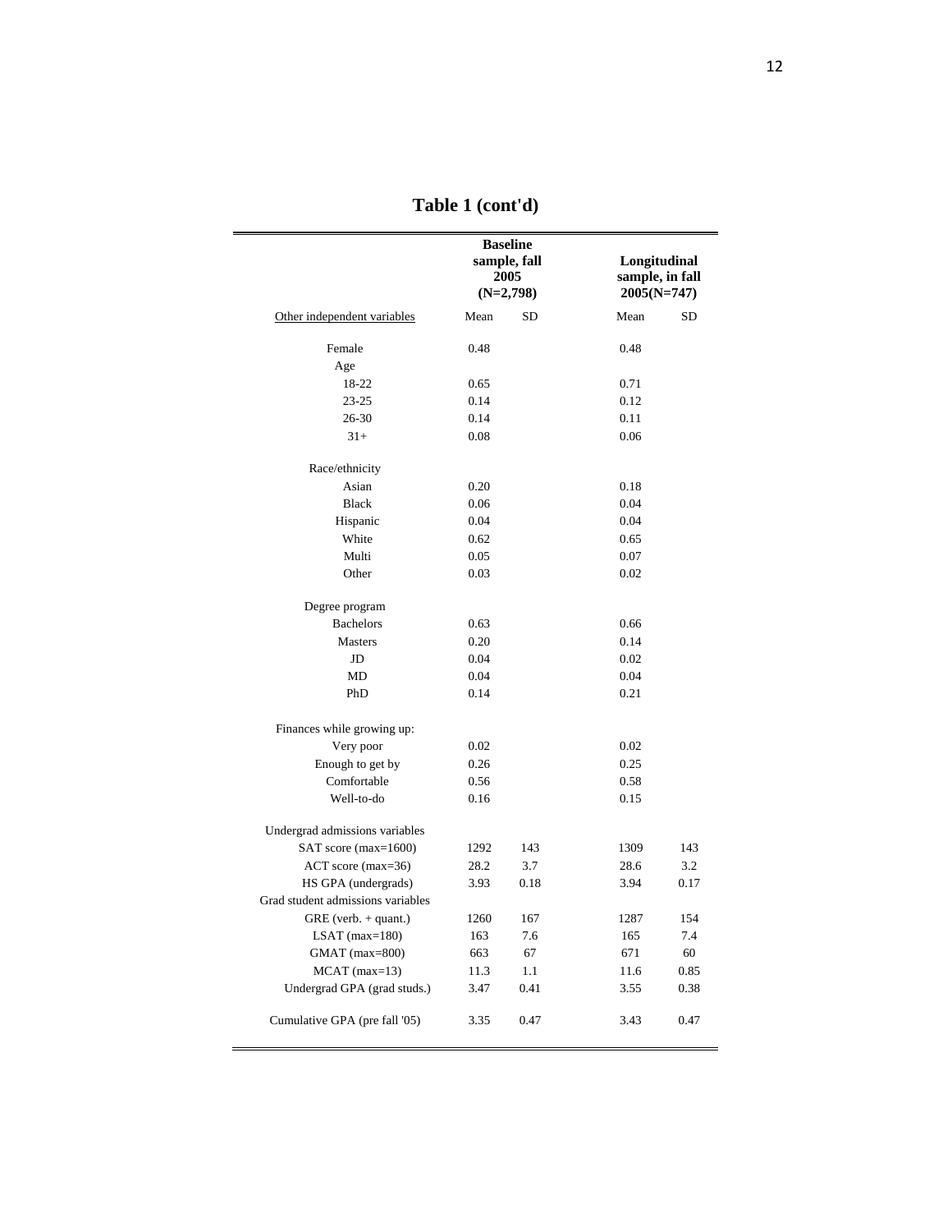# Table 1 (cont'd)

| | Baseline sample, fall 2005 (N=2,798) | | Longitudinal sample, in fall 2005(N=747) | |
|---|---|---|---|---|
| Other independent variables | Mean | SD | Mean | SD |
| Female | 0.48 | | 0.48 | |
| Age | | | | |
| 18-22 | 0.65 | | 0.71 | |
| 23-25 | 0.14 | | 0.12 | |
| 26-30 | 0.14 | | 0.11 | |
| 31+ | 0.08 | | 0.06 | |
| Race/ethnicity | | | | |
| Asian | 0.20 | | 0.18 | |
| Black | 0.06 | | 0.04 | |
| Hispanic | 0.04 | | 0.04 | |
| White | 0.62 | | 0.65 | |
| Multi | 0.05 | | 0.07 | |
| Other | 0.03 | | 0.02 | |
| Degree program | | | | |
| Bachelors | 0.63 | | 0.66 | |
| Masters | 0.20 | | 0.14 | |
| JD | 0.04 | | 0.02 | |
| MD | 0.04 | | 0.04 | |
| PhD | 0.14 | | 0.21 | |
| Finances while growing up: | | | | |
| Very poor | 0.02 | | 0.02 | |
| Enough to get by | 0.26 | | 0.25 | |
| Comfortable | 0.56 | | 0.58 | |
| Well-to-do | 0.16 | | 0.15 | |
| Undergrad admissions variables | | | | |
| SAT score (max=1600) | 1292 | 143 | 1309 | 143 |
| ACT score (max=36) | 28.2 | 3.7 | 28.6 | 3.2 |
| HS GPA (undergrads) | 3.93 | 0.18 | 3.94 | 0.17 |
| Grad student admissions variables | | | | |
| GRE (verb. + quant.) | 1260 | 167 | 1287 | 154 |
| LSAT (max=180) | 163 | 7.6 | 165 | 7.4 |
| GMAT (max=800) | 663 | 67 | 671 | 60 |
| MCAT (max=13) | 11.3 | 1.1 | 11.6 | 0.85 |
| Undergrad GPA (grad studs.) | 3.47 | 0.41 | 3.55 | 0.38 |
| Cumulative GPA (pre fall '05) | 3.35 | 0.47 | 3.43 | 0.47 |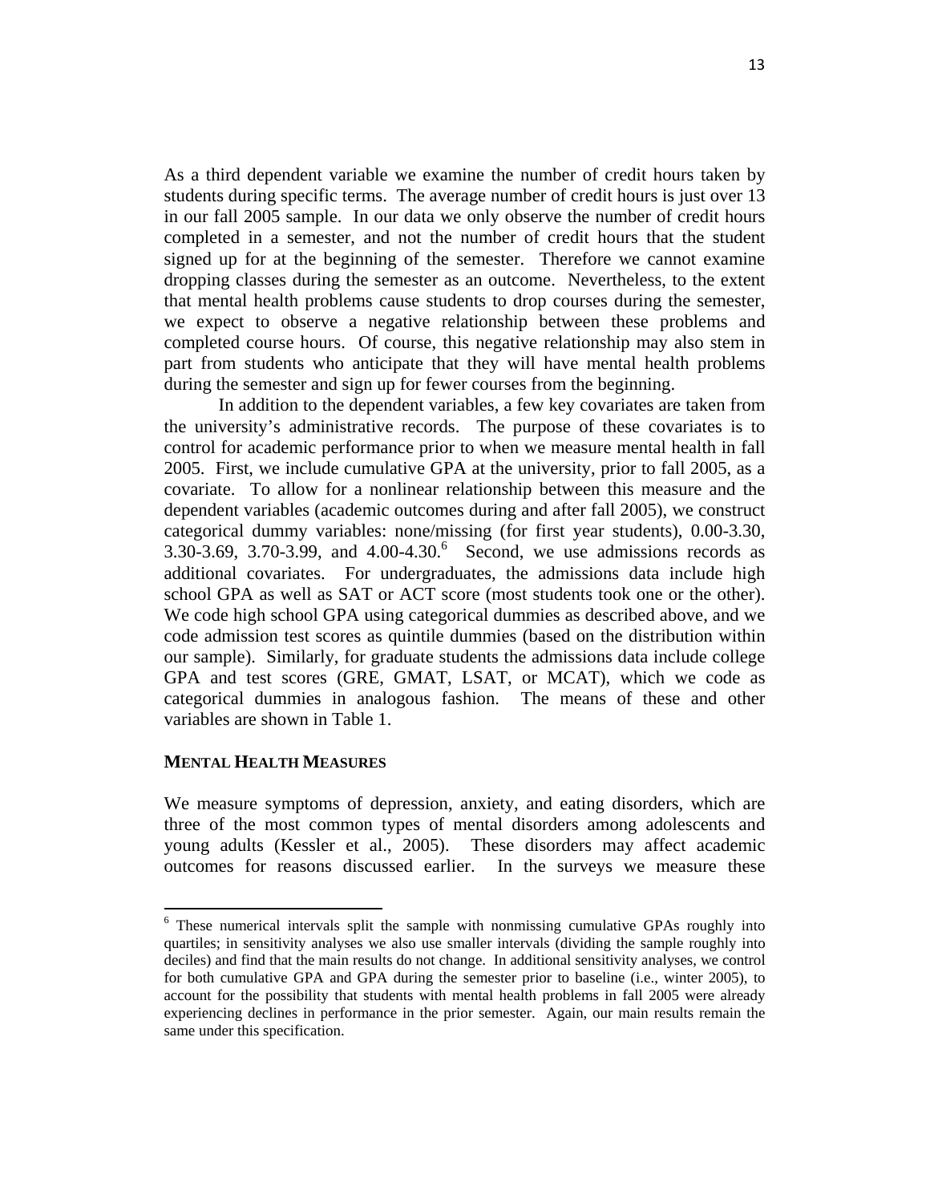As a third dependent variable we examine the number of credit hours taken by students during specific terms. The average number of credit hours is just over 13 in our fall 2005 sample. In our data we only observe the number of credit hours completed in a semester, and not the number of credit hours that the student signed up for at the beginning of the semester. Therefore we cannot examine dropping classes during the semester as an outcome. Nevertheless, to the extent that mental health problems cause students to drop courses during the semester, we expect to observe a negative relationship between these problems and completed course hours. Of course, this negative relationship may also stem in part from students who anticipate that they will have mental health problems during the semester and sign up for fewer courses from the beginning.

In addition to the dependent variables, a few key covariates are taken from the university's administrative records. The purpose of these covariates is to control for academic performance prior to when we measure mental health in fall 2005. First, we include cumulative GPA at the university, prior to fall 2005, as a covariate. To allow for a nonlinear relationship between this measure and the dependent variables (academic outcomes during and after fall 2005), we construct categorical dummy variables: none/missing (for first year students), 0.00-3.30, 3.30-3.69, 3.70-3.99, and 4.00-4.30.[6] Second, we use admissions records as additional covariates. For undergraduates, the admissions data include high school GPA as well as SAT or ACT score (most students took one or the other). We code high school GPA using categorical dummies as described above, and we code admission test scores as quintile dummies (based on the distribution within our sample). Similarly, for graduate students the admissions data include college GPA and test scores (GRE, GMAT, LSAT, or MCAT), which we code as categorical dummies in analogous fashion. The means of these and other variables are shown in Table 1.

## MENTAL HEALTH MEASURES

We measure symptoms of depression, anxiety, and eating disorders, which are three of the most common types of mental disorders among adolescents and young adults (Kessler et al., 2005). These disorders may affect academic outcomes for reasons discussed earlier. In the surveys we measure these

---

[6] These numerical intervals split the sample with nonmissing cumulative GPAs roughly into quartiles; in sensitivity analyses we also use smaller intervals (dividing the sample roughly into deciles) and find that the main results do not change. In additional sensitivity analyses, we control for both cumulative GPA and GPA during the semester prior to baseline (i.e., winter 2005), to account for the possibility that students with mental health problems in fall 2005 were already experiencing declines in performance in the prior semester. Again, our main results remain the same under this specification.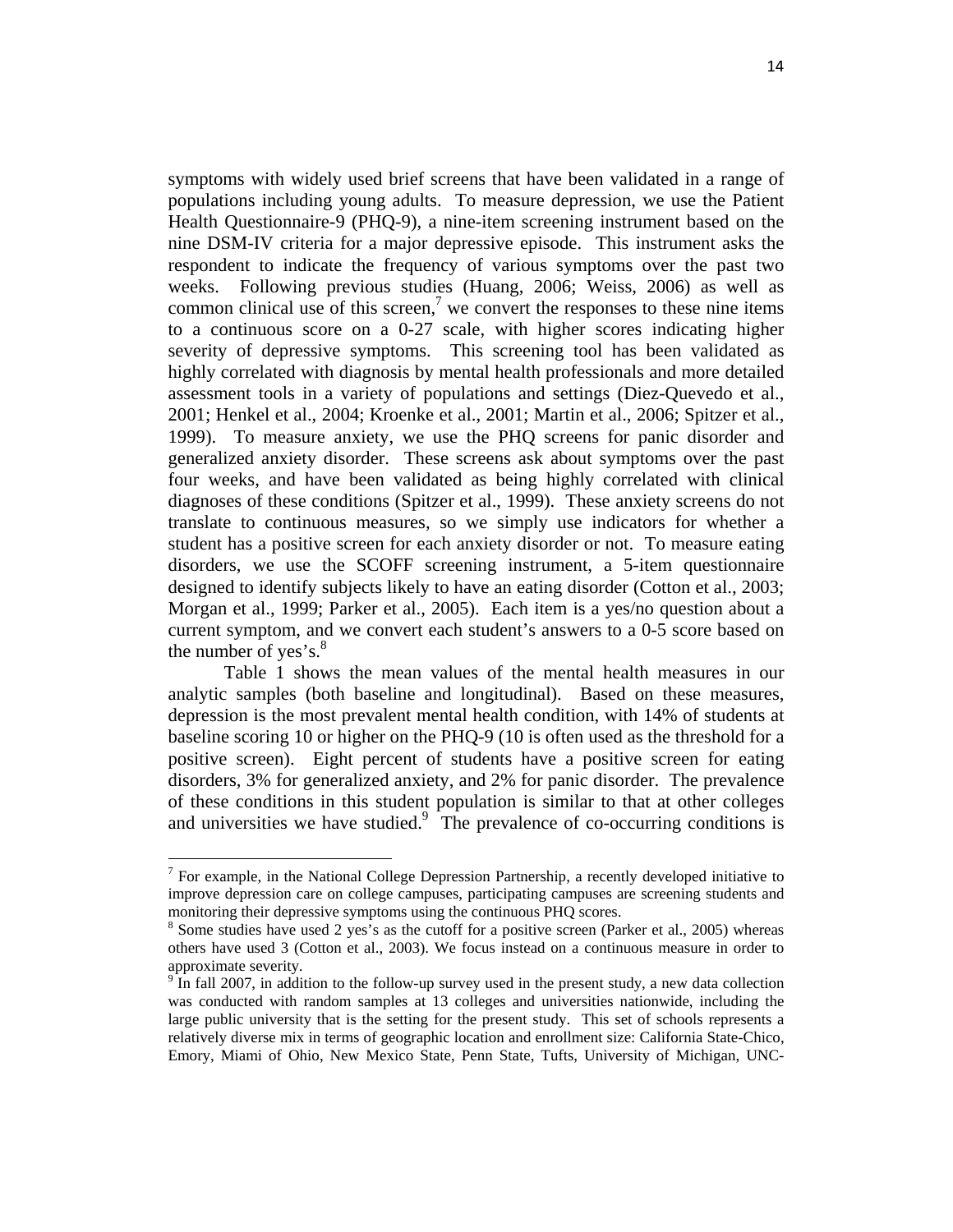symptoms with widely used brief screens that have been validated in a range of populations including young adults. To measure depression, we use the Patient Health Questionnaire-9 (PHQ-9), a nine-item screening instrument based on the nine DSM-IV criteria for a major depressive episode. This instrument asks the respondent to indicate the frequency of various symptoms over the past two weeks. Following previous studies (Huang, 2006; Weiss, 2006) as well as common clinical use of this screen,[7] we convert the responses to these nine items to a continuous score on a 0-27 scale, with higher scores indicating higher severity of depressive symptoms. This screening tool has been validated as highly correlated with diagnosis by mental health professionals and more detailed assessment tools in a variety of populations and settings (Diez-Quevedo et al., 2001; Henkel et al., 2004; Kroenke et al., 2001; Martin et al., 2006; Spitzer et al., 1999). To measure anxiety, we use the PHQ screens for panic disorder and generalized anxiety disorder. These screens ask about symptoms over the past four weeks, and have been validated as being highly correlated with clinical diagnoses of these conditions (Spitzer et al., 1999). These anxiety screens do not translate to continuous measures, so we simply use indicators for whether a student has a positive screen for each anxiety disorder or not. To measure eating disorders, we use the SCOFF screening instrument, a 5-item questionnaire designed to identify subjects likely to have an eating disorder (Cotton et al., 2003; Morgan et al., 1999; Parker et al., 2005). Each item is a yes/no question about a current symptom, and we convert each student's answers to a 0-5 score based on the number of yes's.[8]

Table 1 shows the mean values of the mental health measures in our analytic samples (both baseline and longitudinal). Based on these measures, depression is the most prevalent mental health condition, with 14% of students at baseline scoring 10 or higher on the PHQ-9 (10 is often used as the threshold for a positive screen). Eight percent of students have a positive screen for eating disorders, 3% for generalized anxiety, and 2% for panic disorder. The prevalence of these conditions in this student population is similar to that at other colleges and universities we have studied.[9] The prevalence of co-occurring conditions is

---

[7] For example, in the National College Depression Partnership, a recently developed initiative to improve depression care on college campuses, participating campuses are screening students and monitoring their depressive symptoms using the continuous PHQ scores.

[8] Some studies have used 2 yes's as the cutoff for a positive screen (Parker et al., 2005) whereas others have used 3 (Cotton et al., 2003). We focus instead on a continuous measure in order to approximate severity.

[9] In fall 2007, in addition to the follow-up survey used in the present study, a new data collection was conducted with random samples at 13 colleges and universities nationwide, including the large public university that is the setting for the present study. This set of schools represents a relatively diverse mix in terms of geographic location and enrollment size: California State-Chico, Emory, Miami of Ohio, New Mexico State, Penn State, Tufts, University of Michigan, UNC-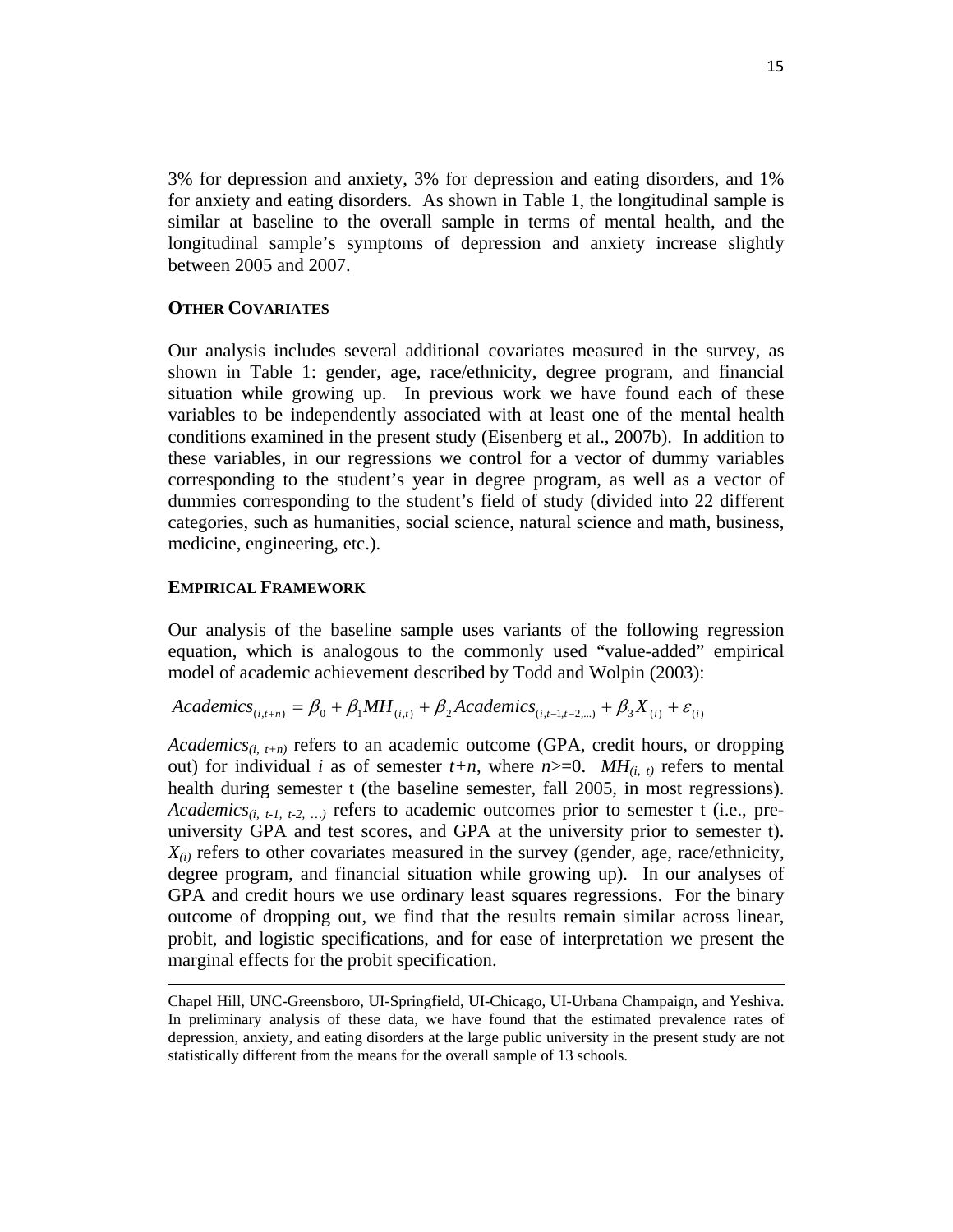3% for depression and anxiety, 3% for depression and eating disorders, and 1% for anxiety and eating disorders. As shown in Table 1, the longitudinal sample is similar at baseline to the overall sample in terms of mental health, and the longitudinal sample's symptoms of depression and anxiety increase slightly between 2005 and 2007.

### OTHER COVARIATES

Our analysis includes several additional covariates measured in the survey, as shown in Table 1: gender, age, race/ethnicity, degree program, and financial situation while growing up. In previous work we have found each of these variables to be independently associated with at least one of the mental health conditions examined in the present study (Eisenberg et al., 2007b). In addition to these variables, in our regressions we control for a vector of dummy variables corresponding to the student's year in degree program, as well as a vector of dummies corresponding to the student's field of study (divided into 22 different categories, such as humanities, social science, natural science and math, business, medicine, engineering, etc.).

### EMPIRICAL FRAMEWORK

Our analysis of the baseline sample uses variants of the following regression equation, which is analogous to the commonly used "value-added" empirical model of academic achievement described by Todd and Wolpin (2003):

$$Academics_{(i,t+n)} = \beta_0 + \beta_1 MH_{(i,t)} + \beta_2 Academics_{(i,t-1,t-2,...)} + \beta_3 X_{(i)} + \varepsilon_{(i)}$$

$Academics_{(i,\ t+n)}$ refers to an academic outcome (GPA, credit hours, or dropping out) for individual $i$ as of semester $t+n$, where $n>=0$. $MH_{(i,\ t)}$ refers to mental health during semester t (the baseline semester, fall 2005, in most regressions). $Academics_{(i,\ t-1,\ t-2,\ ...)}$ refers to academic outcomes prior to semester t (i.e., pre-university GPA and test scores, and GPA at the university prior to semester t). $X_{(i)}$ refers to other covariates measured in the survey (gender, age, race/ethnicity, degree program, and financial situation while growing up). In our analyses of GPA and credit hours we use ordinary least squares regressions. For the binary outcome of dropping out, we find that the results remain similar across linear, probit, and logistic specifications, and for ease of interpretation we present the marginal effects for the probit specification.

---

Chapel Hill, UNC-Greensboro, UI-Springfield, UI-Chicago, UI-Urbana Champaign, and Yeshiva. In preliminary analysis of these data, we have found that the estimated prevalence rates of depression, anxiety, and eating disorders at the large public university in the present study are not statistically different from the means for the overall sample of 13 schools.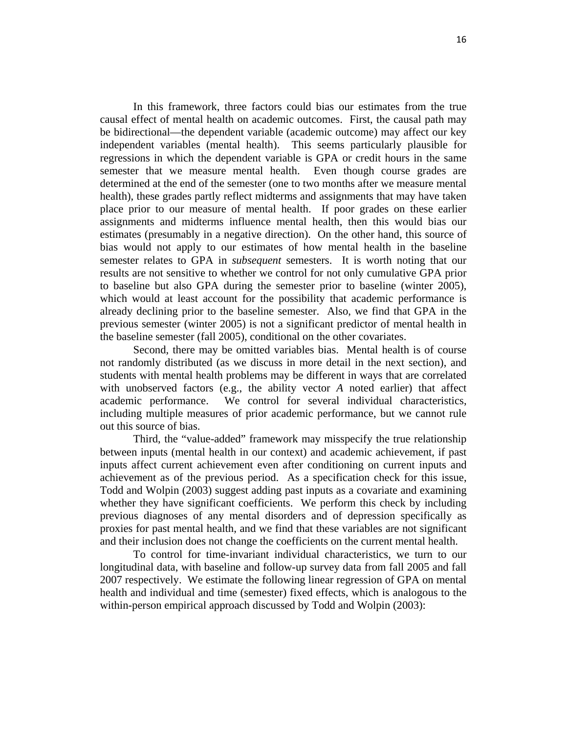In this framework, three factors could bias our estimates from the true causal effect of mental health on academic outcomes. First, the causal path may be bidirectional—the dependent variable (academic outcome) may affect our key independent variables (mental health). This seems particularly plausible for regressions in which the dependent variable is GPA or credit hours in the same semester that we measure mental health. Even though course grades are determined at the end of the semester (one to two months after we measure mental health), these grades partly reflect midterms and assignments that may have taken place prior to our measure of mental health. If poor grades on these earlier assignments and midterms influence mental health, then this would bias our estimates (presumably in a negative direction). On the other hand, this source of bias would not apply to our estimates of how mental health in the baseline semester relates to GPA in *subsequent* semesters. It is worth noting that our results are not sensitive to whether we control for not only cumulative GPA prior to baseline but also GPA during the semester prior to baseline (winter 2005), which would at least account for the possibility that academic performance is already declining prior to the baseline semester. Also, we find that GPA in the previous semester (winter 2005) is not a significant predictor of mental health in the baseline semester (fall 2005), conditional on the other covariates.

Second, there may be omitted variables bias. Mental health is of course not randomly distributed (as we discuss in more detail in the next section), and students with mental health problems may be different in ways that are correlated with unobserved factors (e.g., the ability vector $A$ noted earlier) that affect academic performance. We control for several individual characteristics, including multiple measures of prior academic performance, but we cannot rule out this source of bias.

Third, the "value-added" framework may misspecify the true relationship between inputs (mental health in our context) and academic achievement, if past inputs affect current achievement even after conditioning on current inputs and achievement as of the previous period. As a specification check for this issue, Todd and Wolpin (2003) suggest adding past inputs as a covariate and examining whether they have significant coefficients. We perform this check by including previous diagnoses of any mental disorders and of depression specifically as proxies for past mental health, and we find that these variables are not significant and their inclusion does not change the coefficients on the current mental health.

To control for time-invariant individual characteristics, we turn to our longitudinal data, with baseline and follow-up survey data from fall 2005 and fall 2007 respectively. We estimate the following linear regression of GPA on mental health and individual and time (semester) fixed effects, which is analogous to the within-person empirical approach discussed by Todd and Wolpin (2003):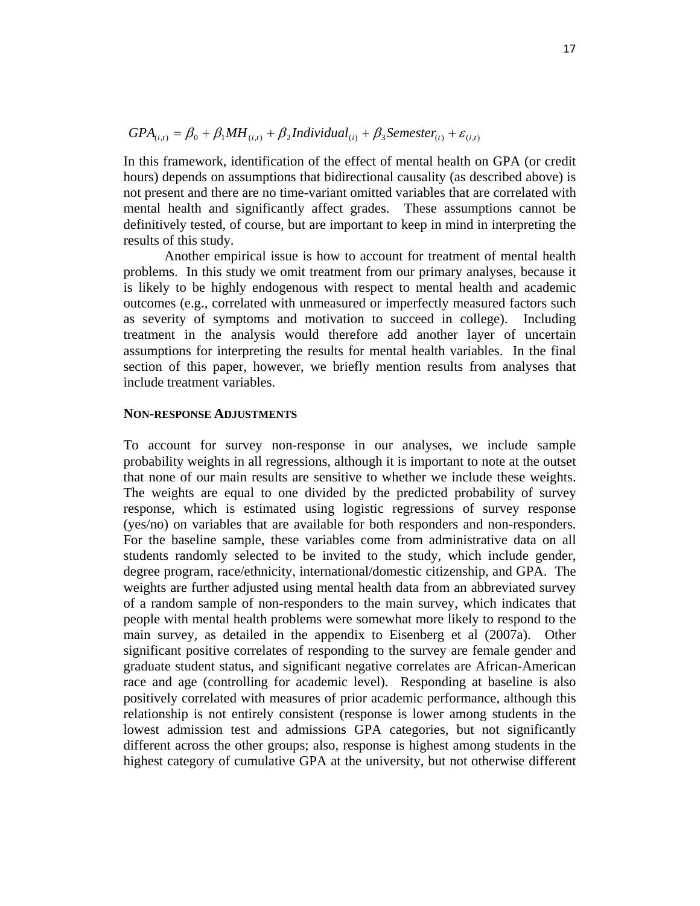$$GPA_{(i,t)} = \beta_0 + \beta_1 MH_{(i,t)} + \beta_2 Individual_{(i)} + \beta_3 Semester_{(t)} + \varepsilon_{(i,t)}$$

In this framework, identification of the effect of mental health on GPA (or credit hours) depends on assumptions that bidirectional causality (as described above) is not present and there are no time-variant omitted variables that are correlated with mental health and significantly affect grades. These assumptions cannot be definitively tested, of course, but are important to keep in mind in interpreting the results of this study.

Another empirical issue is how to account for treatment of mental health problems. In this study we omit treatment from our primary analyses, because it is likely to be highly endogenous with respect to mental health and academic outcomes (e.g., correlated with unmeasured or imperfectly measured factors such as severity of symptoms and motivation to succeed in college). Including treatment in the analysis would therefore add another layer of uncertain assumptions for interpreting the results for mental health variables. In the final section of this paper, however, we briefly mention results from analyses that include treatment variables.

### NON-RESPONSE ADJUSTMENTS

To account for survey non-response in our analyses, we include sample probability weights in all regressions, although it is important to note at the outset that none of our main results are sensitive to whether we include these weights. The weights are equal to one divided by the predicted probability of survey response, which is estimated using logistic regressions of survey response (yes/no) on variables that are available for both responders and non-responders. For the baseline sample, these variables come from administrative data on all students randomly selected to be invited to the study, which include gender, degree program, race/ethnicity, international/domestic citizenship, and GPA. The weights are further adjusted using mental health data from an abbreviated survey of a random sample of non-responders to the main survey, which indicates that people with mental health problems were somewhat more likely to respond to the main survey, as detailed in the appendix to Eisenberg et al (2007a). Other significant positive correlates of responding to the survey are female gender and graduate student status, and significant negative correlates are African-American race and age (controlling for academic level). Responding at baseline is also positively correlated with measures of prior academic performance, although this relationship is not entirely consistent (response is lower among students in the lowest admission test and admissions GPA categories, but not significantly different across the other groups; also, response is highest among students in the highest category of cumulative GPA at the university, but not otherwise different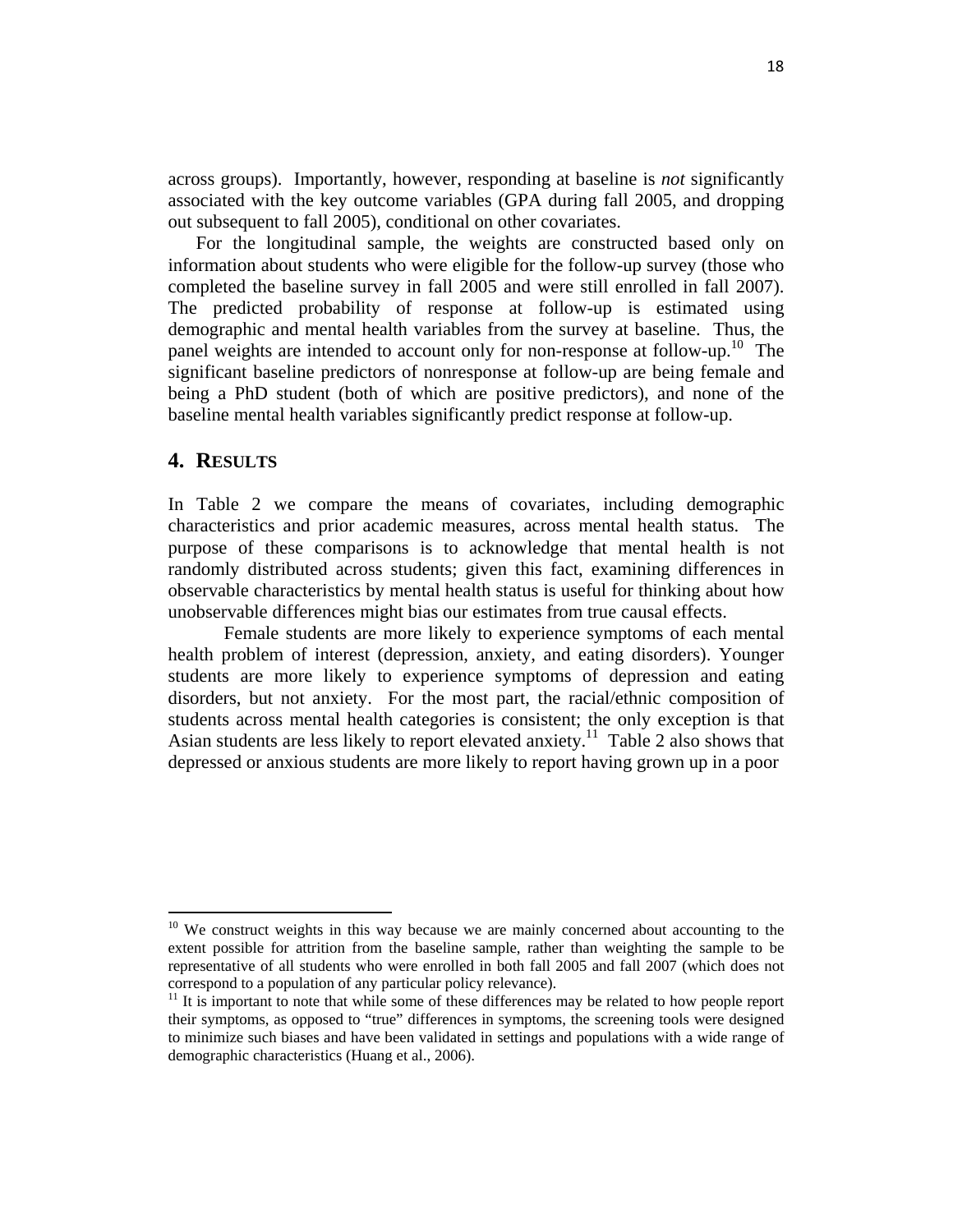across groups). Importantly, however, responding at baseline is *not* significantly associated with the key outcome variables (GPA during fall 2005, and dropping out subsequent to fall 2005), conditional on other covariates.

For the longitudinal sample, the weights are constructed based only on information about students who were eligible for the follow-up survey (those who completed the baseline survey in fall 2005 and were still enrolled in fall 2007). The predicted probability of response at follow-up is estimated using demographic and mental health variables from the survey at baseline. Thus, the panel weights are intended to account only for non-response at follow-up.[10] The significant baseline predictors of nonresponse at follow-up are being female and being a PhD student (both of which are positive predictors), and none of the baseline mental health variables significantly predict response at follow-up.

## 4. RESULTS

In Table 2 we compare the means of covariates, including demographic characteristics and prior academic measures, across mental health status. The purpose of these comparisons is to acknowledge that mental health is not randomly distributed across students; given this fact, examining differences in observable characteristics by mental health status is useful for thinking about how unobservable differences might bias our estimates from true causal effects.

Female students are more likely to experience symptoms of each mental health problem of interest (depression, anxiety, and eating disorders). Younger students are more likely to experience symptoms of depression and eating disorders, but not anxiety. For the most part, the racial/ethnic composition of students across mental health categories is consistent; the only exception is that Asian students are less likely to report elevated anxiety.[11] Table 2 also shows that depressed or anxious students are more likely to report having grown up in a poor

---

[10] We construct weights in this way because we are mainly concerned about accounting to the extent possible for attrition from the baseline sample, rather than weighting the sample to be representative of all students who were enrolled in both fall 2005 and fall 2007 (which does not correspond to a population of any particular policy relevance).

[11] It is important to note that while some of these differences may be related to how people report their symptoms, as opposed to "true" differences in symptoms, the screening tools were designed to minimize such biases and have been validated in settings and populations with a wide range of demographic characteristics (Huang et al., 2006).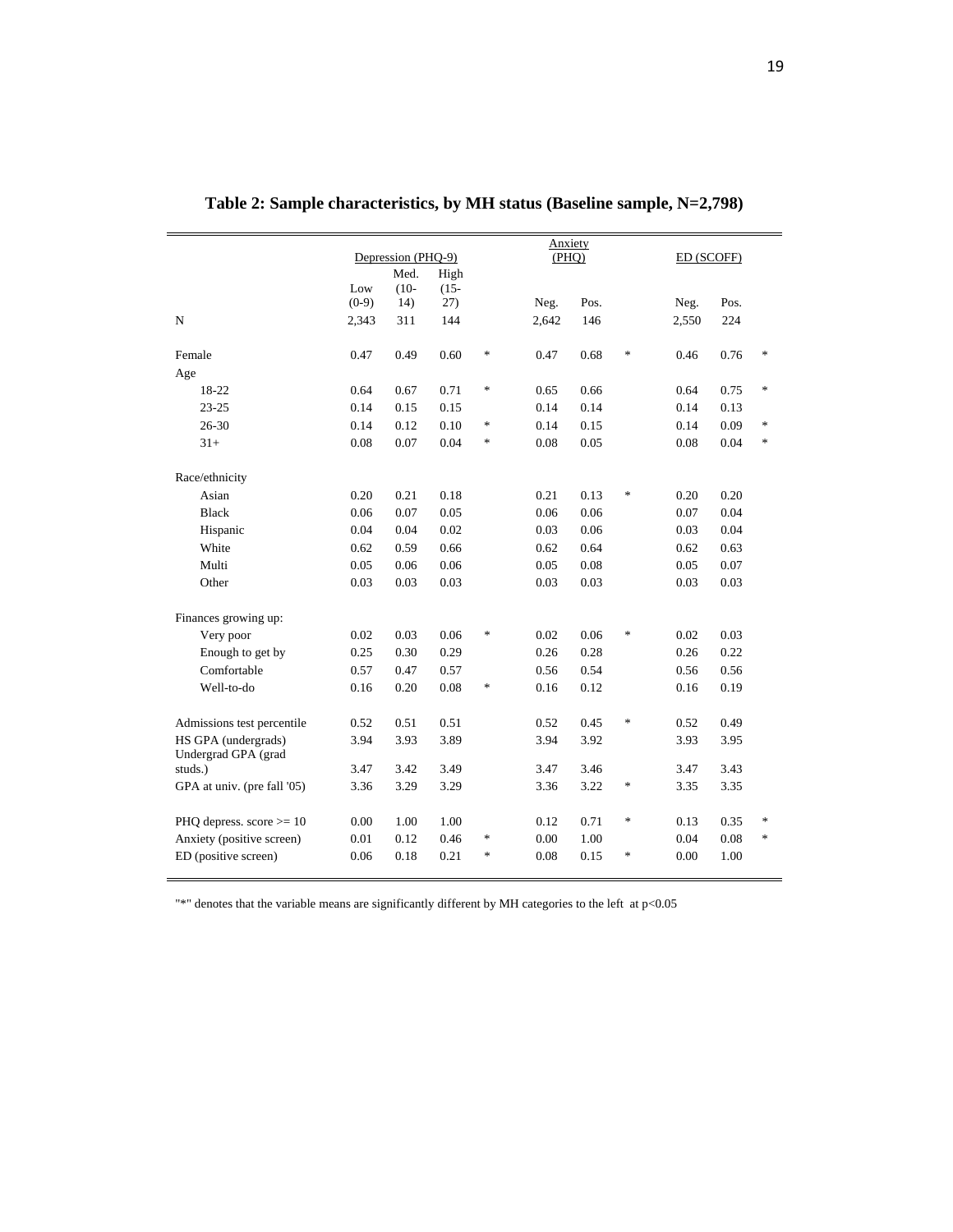**Table 2: Sample characteristics, by MH status (Baseline sample, N=2,798)**

| | Depression (PHQ-9) | | | | Anxiety (PHQ) | | | ED (SCOFF) | | |
|---|---|---|---|---|---|---|---|---|---|---|
| | Low (0-9) | Med. (10-14) | High (15-27) | | Neg. | Pos. | | Neg. | Pos. | |
| N | 2,343 | 311 | 144 | | 2,642 | 146 | | 2,550 | 224 | |
| Female | 0.47 | 0.49 | 0.60 | * | 0.47 | 0.68 | * | 0.46 | 0.76 | * |
| Age | | | | | | | | | | |
| 18-22 | 0.64 | 0.67 | 0.71 | * | 0.65 | 0.66 | | 0.64 | 0.75 | * |
| 23-25 | 0.14 | 0.15 | 0.15 | | 0.14 | 0.14 | | 0.14 | 0.13 | |
| 26-30 | 0.14 | 0.12 | 0.10 | * | 0.14 | 0.15 | | 0.14 | 0.09 | * |
| 31+ | 0.08 | 0.07 | 0.04 | * | 0.08 | 0.05 | | 0.08 | 0.04 | * |
| Race/ethnicity | | | | | | | | | | |
| Asian | 0.20 | 0.21 | 0.18 | | 0.21 | 0.13 | * | 0.20 | 0.20 | |
| Black | 0.06 | 0.07 | 0.05 | | 0.06 | 0.06 | | 0.07 | 0.04 | |
| Hispanic | 0.04 | 0.04 | 0.02 | | 0.03 | 0.06 | | 0.03 | 0.04 | |
| White | 0.62 | 0.59 | 0.66 | | 0.62 | 0.64 | | 0.62 | 0.63 | |
| Multi | 0.05 | 0.06 | 0.06 | | 0.05 | 0.08 | | 0.05 | 0.07 | |
| Other | 0.03 | 0.03 | 0.03 | | 0.03 | 0.03 | | 0.03 | 0.03 | |
| Finances growing up: | | | | | | | | | | |
| Very poor | 0.02 | 0.03 | 0.06 | * | 0.02 | 0.06 | * | 0.02 | 0.03 | |
| Enough to get by | 0.25 | 0.30 | 0.29 | | 0.26 | 0.28 | | 0.26 | 0.22 | |
| Comfortable | 0.57 | 0.47 | 0.57 | | 0.56 | 0.54 | | 0.56 | 0.56 | |
| Well-to-do | 0.16 | 0.20 | 0.08 | * | 0.16 | 0.12 | | 0.16 | 0.19 | |
| Admissions test percentile | 0.52 | 0.51 | 0.51 | | 0.52 | 0.45 | * | 0.52 | 0.49 | |
| HS GPA (undergrads) | 3.94 | 3.93 | 3.89 | | 3.94 | 3.92 | | 3.93 | 3.95 | |
| Undergrad GPA (grad studs.) | 3.47 | 3.42 | 3.49 | | 3.47 | 3.46 | | 3.47 | 3.43 | |
| GPA at univ. (pre fall '05) | 3.36 | 3.29 | 3.29 | | 3.36 | 3.22 | * | 3.35 | 3.35 | |
| PHQ depress. score >= 10 | 0.00 | 1.00 | 1.00 | | 0.12 | 0.71 | * | 0.13 | 0.35 | * |
| Anxiety (positive screen) | 0.01 | 0.12 | 0.46 | * | 0.00 | 1.00 | | 0.04 | 0.08 | * |
| ED (positive screen) | 0.06 | 0.18 | 0.21 | * | 0.08 | 0.15 | * | 0.00 | 1.00 | |

"*" denotes that the variable means are significantly different by MH categories to the left at $p<0.05$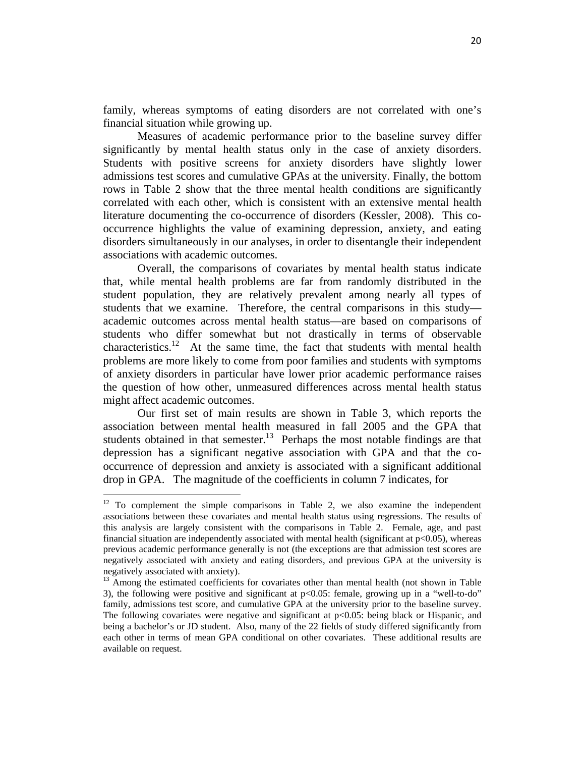family, whereas symptoms of eating disorders are not correlated with one's financial situation while growing up.

Measures of academic performance prior to the baseline survey differ significantly by mental health status only in the case of anxiety disorders. Students with positive screens for anxiety disorders have slightly lower admissions test scores and cumulative GPAs at the university. Finally, the bottom rows in Table 2 show that the three mental health conditions are significantly correlated with each other, which is consistent with an extensive mental health literature documenting the co-occurrence of disorders (Kessler, 2008). This co-occurrence highlights the value of examining depression, anxiety, and eating disorders simultaneously in our analyses, in order to disentangle their independent associations with academic outcomes.

Overall, the comparisons of covariates by mental health status indicate that, while mental health problems are far from randomly distributed in the student population, they are relatively prevalent among nearly all types of students that we examine. Therefore, the central comparisons in this study—academic outcomes across mental health status—are based on comparisons of students who differ somewhat but not drastically in terms of observable characteristics.[12] At the same time, the fact that students with mental health problems are more likely to come from poor families and students with symptoms of anxiety disorders in particular have lower prior academic performance raises the question of how other, unmeasured differences across mental health status might affect academic outcomes.

Our first set of main results are shown in Table 3, which reports the association between mental health measured in fall 2005 and the GPA that students obtained in that semester.[13] Perhaps the most notable findings are that depression has a significant negative association with GPA and that the co-occurrence of depression and anxiety is associated with a significant additional drop in GPA. The magnitude of the coefficients in column 7 indicates, for

---

[12] To complement the simple comparisons in Table 2, we also examine the independent associations between these covariates and mental health status using regressions. The results of this analysis are largely consistent with the comparisons in Table 2. Female, age, and past financial situation are independently associated with mental health (significant at $p<0.05$), whereas previous academic performance generally is not (the exceptions are that admission test scores are negatively associated with anxiety and eating disorders, and previous GPA at the university is negatively associated with anxiety).

[13] Among the estimated coefficients for covariates other than mental health (not shown in Table 3), the following were positive and significant at $p<0.05$: female, growing up in a "well-to-do" family, admissions test score, and cumulative GPA at the university prior to the baseline survey. The following covariates were negative and significant at $p<0.05$: being black or Hispanic, and being a bachelor's or JD student. Also, many of the 22 fields of study differed significantly from each other in terms of mean GPA conditional on other covariates. These additional results are available on request.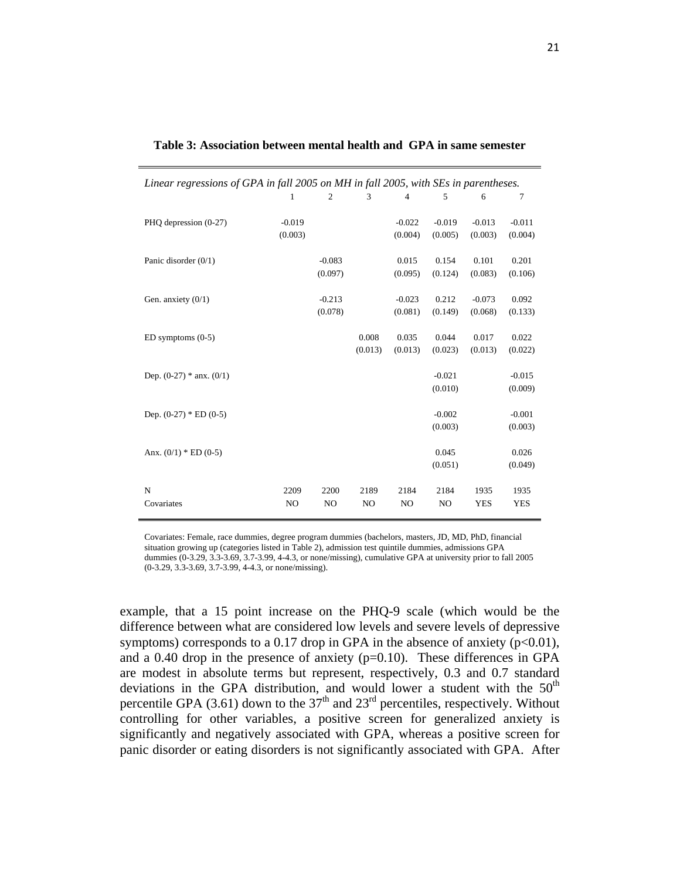**Table 3: Association between mental health and GPA in same semester**

*Linear regressions of GPA in fall 2005 on MH in fall 2005, with SEs in parentheses.*

| | 1 | 2 | 3 | 4 | 5 | 6 | 7 |
|---|---|---|---|---|---|---|---|
| PHQ depression (0-27) | -0.019 | | | -0.022 | -0.019 | -0.013 | -0.011 |
| | (0.003) | | | (0.004) | (0.005) | (0.003) | (0.004) |
| Panic disorder (0/1) | | -0.083 | | 0.015 | 0.154 | 0.101 | 0.201 |
| | | (0.097) | | (0.095) | (0.124) | (0.083) | (0.106) |
| Gen. anxiety (0/1) | | -0.213 | | -0.023 | 0.212 | -0.073 | 0.092 |
| | | (0.078) | | (0.081) | (0.149) | (0.068) | (0.133) |
| ED symptoms (0-5) | | | 0.008 | 0.035 | 0.044 | 0.017 | 0.022 |
| | | | (0.013) | (0.013) | (0.023) | (0.013) | (0.022) |
| Dep. (0-27) * anx. (0/1) | | | | | -0.021 | | -0.015 |
| | | | | | (0.010) | | (0.009) |
| Dep. (0-27) * ED (0-5) | | | | | -0.002 | | -0.001 |
| | | | | | (0.003) | | (0.003) |
| Anx. (0/1) * ED (0-5) | | | | | 0.045 | | 0.026 |
| | | | | | (0.051) | | (0.049) |
| N | 2209 | 2200 | 2189 | 2184 | 2184 | 1935 | 1935 |
| Covariates | NO | NO | NO | NO | NO | YES | YES |

Covariates: Female, race dummies, degree program dummies (bachelors, masters, JD, MD, PhD, financial situation growing up (categories listed in Table 2), admission test quintile dummies, admissions GPA dummies (0-3.29, 3.3-3.69, 3.7-3.99, 4-4.3, or none/missing), cumulative GPA at university prior to fall 2005 (0-3.29, 3.3-3.69, 3.7-3.99, 4-4.3, or none/missing).

example, that a 15 point increase on the PHQ-9 scale (which would be the difference between what are considered low levels and severe levels of depressive symptoms) corresponds to a 0.17 drop in GPA in the absence of anxiety ($p<0.01$), and a 0.40 drop in the presence of anxiety ($p=0.10$). These differences in GPA are modest in absolute terms but represent, respectively, 0.3 and 0.7 standard deviations in the GPA distribution, and would lower a student with the 50th percentile GPA (3.61) down to the 37th and 23rd percentiles, respectively. Without controlling for other variables, a positive screen for generalized anxiety is significantly and negatively associated with GPA, whereas a positive screen for panic disorder or eating disorders is not significantly associated with GPA. After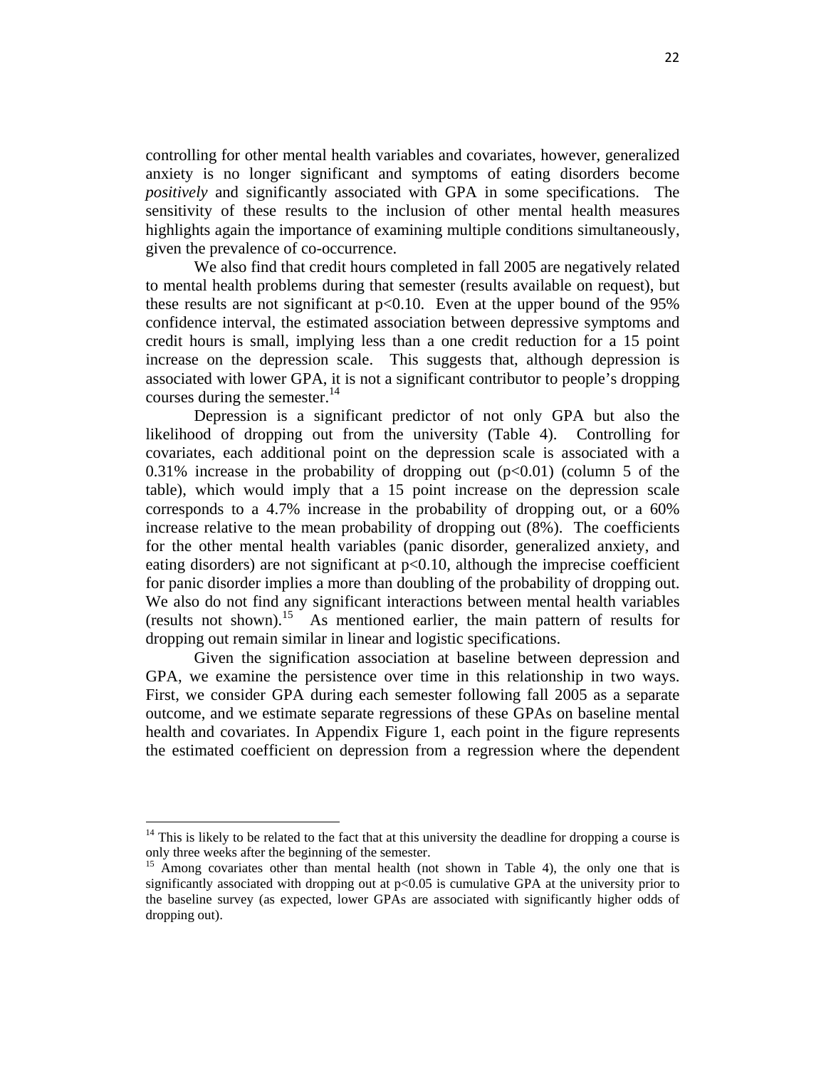controlling for other mental health variables and covariates, however, generalized anxiety is no longer significant and symptoms of eating disorders become *positively* and significantly associated with GPA in some specifications. The sensitivity of these results to the inclusion of other mental health measures highlights again the importance of examining multiple conditions simultaneously, given the prevalence of co-occurrence.

We also find that credit hours completed in fall 2005 are negatively related to mental health problems during that semester (results available on request), but these results are not significant at $p<0.10$. Even at the upper bound of the 95% confidence interval, the estimated association between depressive symptoms and credit hours is small, implying less than a one credit reduction for a 15 point increase on the depression scale. This suggests that, although depression is associated with lower GPA, it is not a significant contributor to people's dropping courses during the semester.[14]

Depression is a significant predictor of not only GPA but also the likelihood of dropping out from the university (Table 4). Controlling for covariates, each additional point on the depression scale is associated with a 0.31% increase in the probability of dropping out ($p<0.01$) (column 5 of the table), which would imply that a 15 point increase on the depression scale corresponds to a 4.7% increase in the probability of dropping out, or a 60% increase relative to the mean probability of dropping out (8%). The coefficients for the other mental health variables (panic disorder, generalized anxiety, and eating disorders) are not significant at $p<0.10$, although the imprecise coefficient for panic disorder implies a more than doubling of the probability of dropping out. We also do not find any significant interactions between mental health variables (results not shown).[15] As mentioned earlier, the main pattern of results for dropping out remain similar in linear and logistic specifications.

Given the signification association at baseline between depression and GPA, we examine the persistence over time in this relationship in two ways. First, we consider GPA during each semester following fall 2005 as a separate outcome, and we estimate separate regressions of these GPAs on baseline mental health and covariates. In Appendix Figure 1, each point in the figure represents the estimated coefficient on depression from a regression where the dependent

---

[14] This is likely to be related to the fact that at this university the deadline for dropping a course is only three weeks after the beginning of the semester.

[15] Among covariates other than mental health (not shown in Table 4), the only one that is significantly associated with dropping out at $p<0.05$ is cumulative GPA at the university prior to the baseline survey (as expected, lower GPAs are associated with significantly higher odds of dropping out).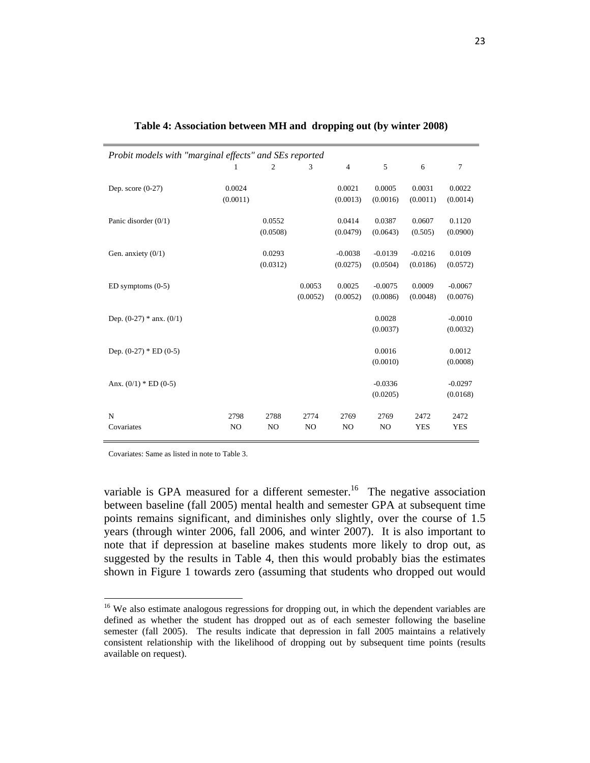**Table 4: Association between MH and dropping out (by winter 2008)**

| *Probit models with "marginal effects" and SEs reported* | 1 | 2 | 3 | 4 | 5 | 6 | 7 |
|---|---|---|---|---|---|---|---|
| Dep. score (0-27) | 0.0024 | | | 0.0021 | 0.0005 | 0.0031 | 0.0022 |
| | (0.0011) | | | (0.0013) | (0.0016) | (0.0011) | (0.0014) |
| Panic disorder (0/1) | | 0.0552 | | 0.0414 | 0.0387 | 0.0607 | 0.1120 |
| | | (0.0508) | | (0.0479) | (0.0643) | (0.505) | (0.0900) |
| Gen. anxiety (0/1) | | 0.0293 | | -0.0038 | -0.0139 | -0.0216 | 0.0109 |
| | | (0.0312) | | (0.0275) | (0.0504) | (0.0186) | (0.0572) |
| ED symptoms (0-5) | | | 0.0053 | 0.0025 | -0.0075 | 0.0009 | -0.0067 |
| | | | (0.0052) | (0.0052) | (0.0086) | (0.0048) | (0.0076) |
| Dep. (0-27) * anx. (0/1) | | | | | 0.0028 | | -0.0010 |
| | | | | | (0.0037) | | (0.0032) |
| Dep. (0-27) * ED (0-5) | | | | | 0.0016 | | 0.0012 |
| | | | | | (0.0010) | | (0.0008) |
| Anx. (0/1) * ED (0-5) | | | | | -0.0336 | | -0.0297 |
| | | | | | (0.0205) | | (0.0168) |
| N | 2798 | 2788 | 2774 | 2769 | 2769 | 2472 | 2472 |
| Covariates | NO | NO | NO | NO | NO | YES | YES |

Covariates: Same as listed in note to Table 3.

variable is GPA measured for a different semester.[16] The negative association between baseline (fall 2005) mental health and semester GPA at subsequent time points remains significant, and diminishes only slightly, over the course of 1.5 years (through winter 2006, fall 2006, and winter 2007). It is also important to note that if depression at baseline makes students more likely to drop out, as suggested by the results in Table 4, then this would probably bias the estimates shown in Figure 1 towards zero (assuming that students who dropped out would

[16] We also estimate analogous regressions for dropping out, in which the dependent variables are defined as whether the student has dropped out as of each semester following the baseline semester (fall 2005). The results indicate that depression in fall 2005 maintains a relatively consistent relationship with the likelihood of dropping out by subsequent time points (results available on request).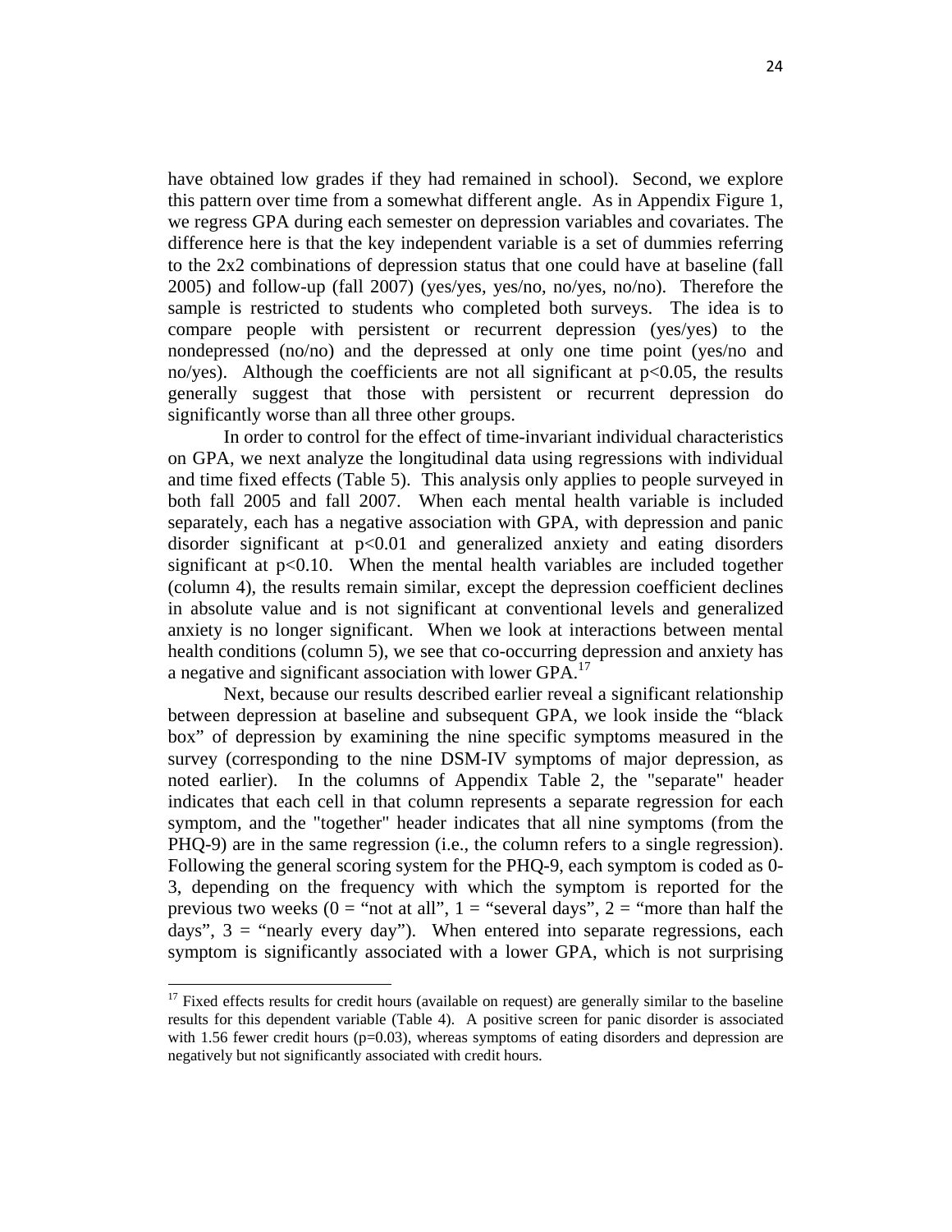have obtained low grades if they had remained in school). Second, we explore this pattern over time from a somewhat different angle. As in Appendix Figure 1, we regress GPA during each semester on depression variables and covariates. The difference here is that the key independent variable is a set of dummies referring to the 2x2 combinations of depression status that one could have at baseline (fall 2005) and follow-up (fall 2007) (yes/yes, yes/no, no/yes, no/no). Therefore the sample is restricted to students who completed both surveys. The idea is to compare people with persistent or recurrent depression (yes/yes) to the nondepressed (no/no) and the depressed at only one time point (yes/no and no/yes). Although the coefficients are not all significant at $p<0.05$, the results generally suggest that those with persistent or recurrent depression do significantly worse than all three other groups.

In order to control for the effect of time-invariant individual characteristics on GPA, we next analyze the longitudinal data using regressions with individual and time fixed effects (Table 5). This analysis only applies to people surveyed in both fall 2005 and fall 2007. When each mental health variable is included separately, each has a negative association with GPA, with depression and panic disorder significant at $p<0.01$ and generalized anxiety and eating disorders significant at $p<0.10$. When the mental health variables are included together (column 4), the results remain similar, except the depression coefficient declines in absolute value and is not significant at conventional levels and generalized anxiety is no longer significant. When we look at interactions between mental health conditions (column 5), we see that co-occurring depression and anxiety has a negative and significant association with lower GPA.[17]

Next, because our results described earlier reveal a significant relationship between depression at baseline and subsequent GPA, we look inside the "black box" of depression by examining the nine specific symptoms measured in the survey (corresponding to the nine DSM-IV symptoms of major depression, as noted earlier). In the columns of Appendix Table 2, the "separate" header indicates that each cell in that column represents a separate regression for each symptom, and the "together" header indicates that all nine symptoms (from the PHQ-9) are in the same regression (i.e., the column refers to a single regression). Following the general scoring system for the PHQ-9, each symptom is coded as 0-3, depending on the frequency with which the symptom is reported for the previous two weeks (0 = "not at all", 1 = "several days", 2 = "more than half the days", 3 = "nearly every day"). When entered into separate regressions, each symptom is significantly associated with a lower GPA, which is not surprising

[17] Fixed effects results for credit hours (available on request) are generally similar to the baseline results for this dependent variable (Table 4). A positive screen for panic disorder is associated with 1.56 fewer credit hours ($p=0.03$), whereas symptoms of eating disorders and depression are negatively but not significantly associated with credit hours.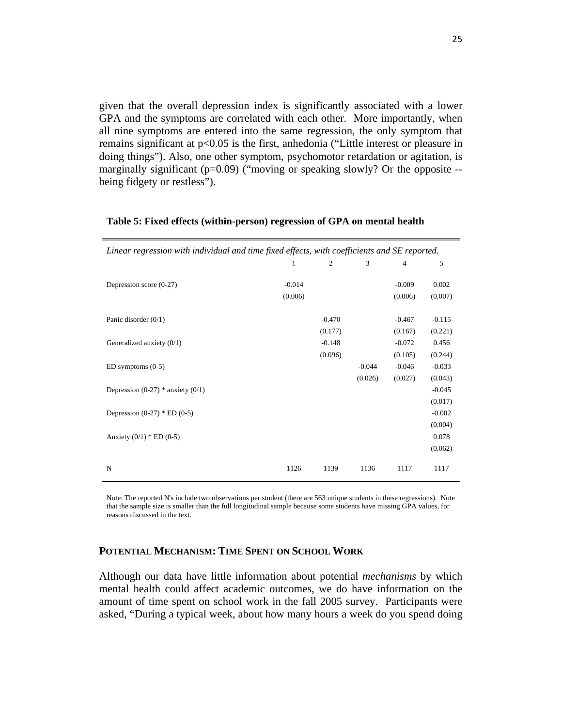given that the overall depression index is significantly associated with a lower GPA and the symptoms are correlated with each other. More importantly, when all nine symptoms are entered into the same regression, the only symptom that remains significant at $p<0.05$ is the first, anhedonia ("Little interest or pleasure in doing things"). Also, one other symptom, psychomotor retardation or agitation, is marginally significant ($p=0.09$) ("moving or speaking slowly? Or the opposite -- being fidgety or restless").

**Table 5: Fixed effects (within-person) regression of GPA on mental health**

*Linear regression with individual and time fixed effects, with coefficients and SE reported.*

| | 1 | 2 | 3 | 4 | 5 |
|---|---|---|---|---|---|
| Depression score (0-27) | -0.014 | | | -0.009 | 0.002 |
| | (0.006) | | | (0.006) | (0.007) |
| Panic disorder (0/1) | | -0.470 | | -0.467 | -0.115 |
| | | (0.177) | | (0.167) | (0.221) |
| Generalized anxiety (0/1) | | -0.148 | | -0.072 | 0.456 |
| | | (0.096) | | (0.105) | (0.244) |
| ED symptoms (0-5) | | | -0.044 | -0.046 | -0.033 |
| | | | (0.026) | (0.027) | (0.043) |
| Depression (0-27) * anxiety (0/1) | | | | | -0.045 |
| | | | | | (0.017) |
| Depression (0-27) * ED (0-5) | | | | | -0.002 |
| | | | | | (0.004) |
| Anxiety (0/1) * ED (0-5) | | | | | 0.078 |
| | | | | | (0.062) |
| N | 1126 | 1139 | 1136 | 1117 | 1117 |

Note: The reported N's include two observations per student (there are 563 unique students in these regressions). Note that the sample size is smaller than the full longitudinal sample because some students have missing GPA values, for reasons discussed in the text.

## POTENTIAL MECHANISM: TIME SPENT ON SCHOOL WORK

Although our data have little information about potential *mechanisms* by which mental health could affect academic outcomes, we do have information on the amount of time spent on school work in the fall 2005 survey. Participants were asked, "During a typical week, about how many hours a week do you spend doing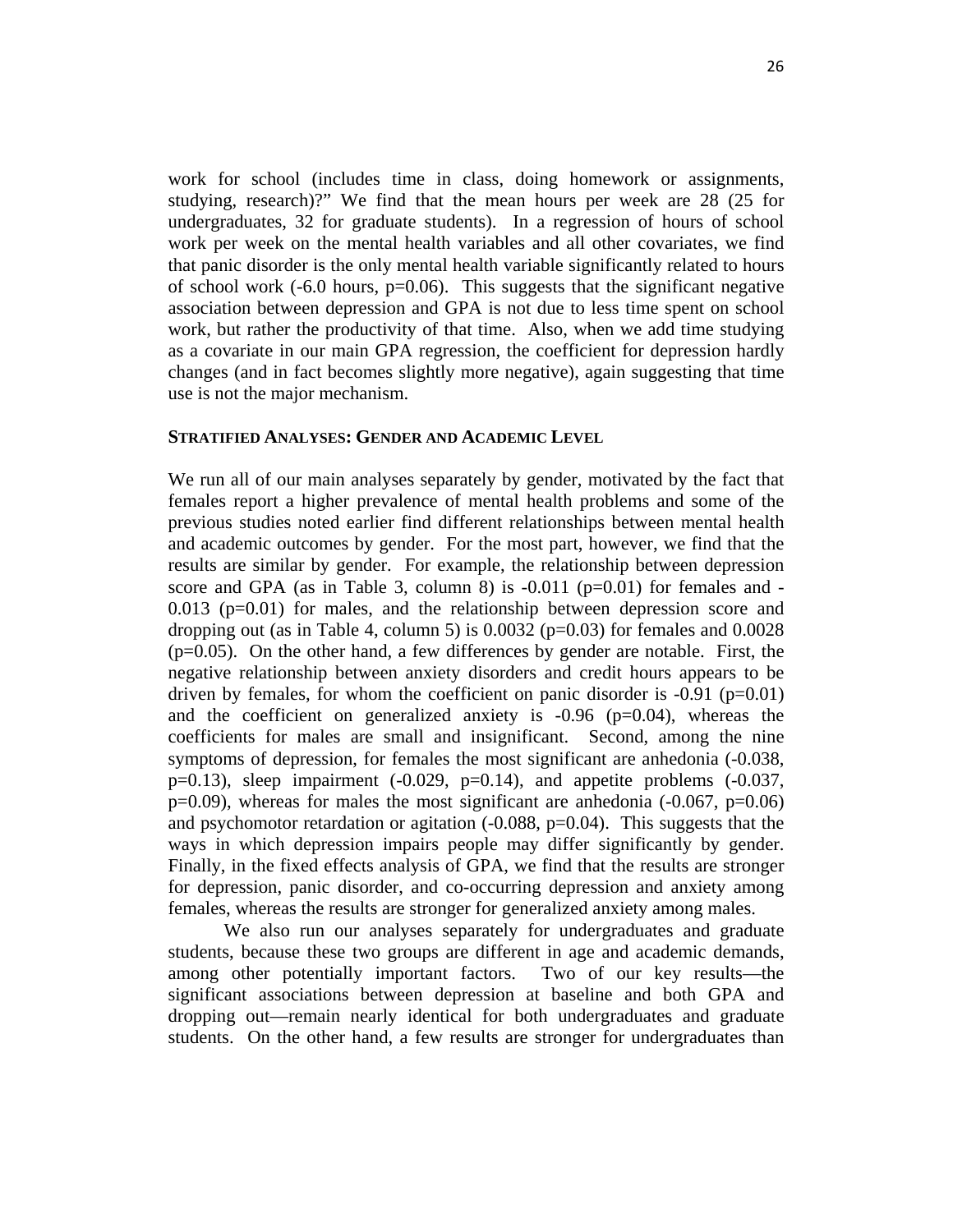work for school (includes time in class, doing homework or assignments, studying, research)?" We find that the mean hours per week are 28 (25 for undergraduates, 32 for graduate students). In a regression of hours of school work per week on the mental health variables and all other covariates, we find that panic disorder is the only mental health variable significantly related to hours of school work (-6.0 hours, $p=0.06$). This suggests that the significant negative association between depression and GPA is not due to less time spent on school work, but rather the productivity of that time. Also, when we add time studying as a covariate in our main GPA regression, the coefficient for depression hardly changes (and in fact becomes slightly more negative), again suggesting that time use is not the major mechanism.

### STRATIFIED ANALYSES: GENDER AND ACADEMIC LEVEL

We run all of our main analyses separately by gender, motivated by the fact that females report a higher prevalence of mental health problems and some of the previous studies noted earlier find different relationships between mental health and academic outcomes by gender. For the most part, however, we find that the results are similar by gender. For example, the relationship between depression score and GPA (as in Table 3, column 8) is -0.011 ($p=0.01$) for females and -0.013 ($p=0.01$) for males, and the relationship between depression score and dropping out (as in Table 4, column 5) is 0.0032 ($p=0.03$) for females and 0.0028 ($p=0.05$). On the other hand, a few differences by gender are notable. First, the negative relationship between anxiety disorders and credit hours appears to be driven by females, for whom the coefficient on panic disorder is -0.91 ($p=0.01$) and the coefficient on generalized anxiety is -0.96 ($p=0.04$), whereas the coefficients for males are small and insignificant. Second, among the nine symptoms of depression, for females the most significant are anhedonia (-0.038, $p=0.13$), sleep impairment (-0.029, $p=0.14$), and appetite problems (-0.037, $p=0.09$), whereas for males the most significant are anhedonia (-0.067, $p=0.06$) and psychomotor retardation or agitation (-0.088, $p=0.04$). This suggests that the ways in which depression impairs people may differ significantly by gender. Finally, in the fixed effects analysis of GPA, we find that the results are stronger for depression, panic disorder, and co-occurring depression and anxiety among females, whereas the results are stronger for generalized anxiety among males.

We also run our analyses separately for undergraduates and graduate students, because these two groups are different in age and academic demands, among other potentially important factors. Two of our key results—the significant associations between depression at baseline and both GPA and dropping out—remain nearly identical for both undergraduates and graduate students. On the other hand, a few results are stronger for undergraduates than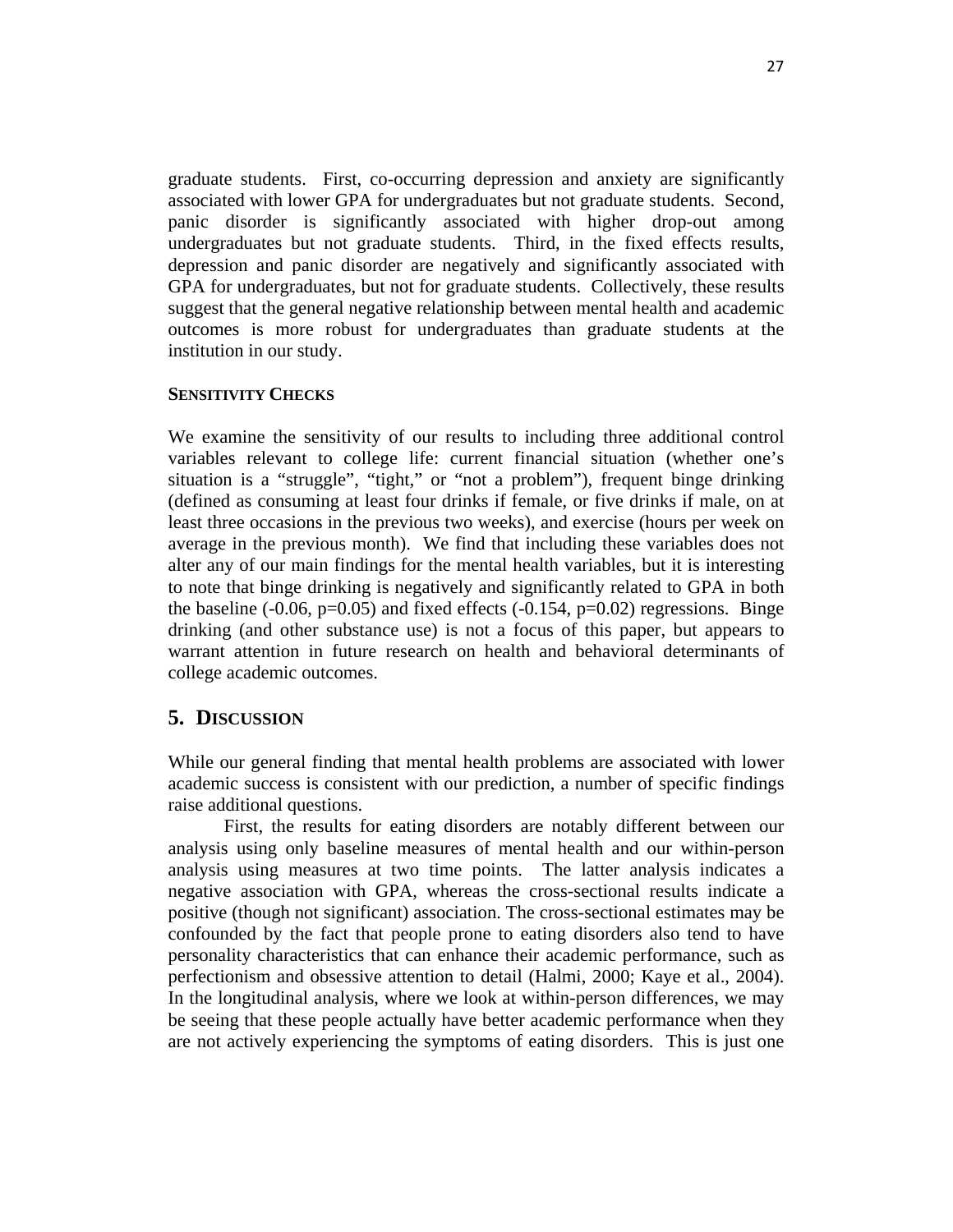graduate students. First, co-occurring depression and anxiety are significantly associated with lower GPA for undergraduates but not graduate students. Second, panic disorder is significantly associated with higher drop-out among undergraduates but not graduate students. Third, in the fixed effects results, depression and panic disorder are negatively and significantly associated with GPA for undergraduates, but not for graduate students. Collectively, these results suggest that the general negative relationship between mental health and academic outcomes is more robust for undergraduates than graduate students at the institution in our study.

### SENSITIVITY CHECKS

We examine the sensitivity of our results to including three additional control variables relevant to college life: current financial situation (whether one's situation is a "struggle", "tight," or "not a problem"), frequent binge drinking (defined as consuming at least four drinks if female, or five drinks if male, on at least three occasions in the previous two weeks), and exercise (hours per week on average in the previous month). We find that including these variables does not alter any of our main findings for the mental health variables, but it is interesting to note that binge drinking is negatively and significantly related to GPA in both the baseline (-0.06, $p=0.05$) and fixed effects (-0.154, $p=0.02$) regressions. Binge drinking (and other substance use) is not a focus of this paper, but appears to warrant attention in future research on health and behavioral determinants of college academic outcomes.

## 5. DISCUSSION

While our general finding that mental health problems are associated with lower academic success is consistent with our prediction, a number of specific findings raise additional questions.

First, the results for eating disorders are notably different between our analysis using only baseline measures of mental health and our within-person analysis using measures at two time points. The latter analysis indicates a negative association with GPA, whereas the cross-sectional results indicate a positive (though not significant) association. The cross-sectional estimates may be confounded by the fact that people prone to eating disorders also tend to have personality characteristics that can enhance their academic performance, such as perfectionism and obsessive attention to detail (Halmi, 2000; Kaye et al., 2004). In the longitudinal analysis, where we look at within-person differences, we may be seeing that these people actually have better academic performance when they are not actively experiencing the symptoms of eating disorders. This is just one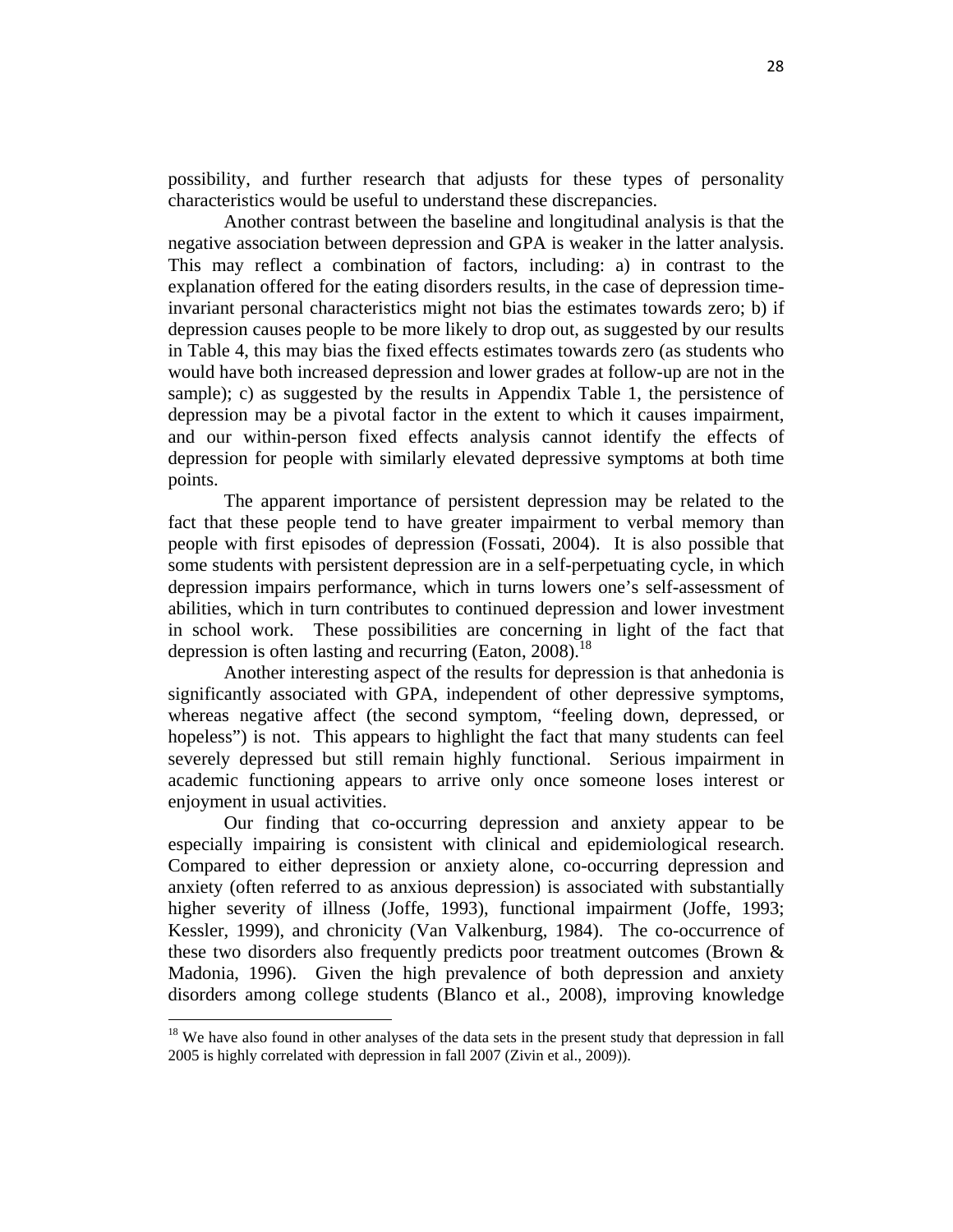possibility, and further research that adjusts for these types of personality characteristics would be useful to understand these discrepancies.

Another contrast between the baseline and longitudinal analysis is that the negative association between depression and GPA is weaker in the latter analysis. This may reflect a combination of factors, including: a) in contrast to the explanation offered for the eating disorders results, in the case of depression time-invariant personal characteristics might not bias the estimates towards zero; b) if depression causes people to be more likely to drop out, as suggested by our results in Table 4, this may bias the fixed effects estimates towards zero (as students who would have both increased depression and lower grades at follow-up are not in the sample); c) as suggested by the results in Appendix Table 1, the persistence of depression may be a pivotal factor in the extent to which it causes impairment, and our within-person fixed effects analysis cannot identify the effects of depression for people with similarly elevated depressive symptoms at both time points.

The apparent importance of persistent depression may be related to the fact that these people tend to have greater impairment to verbal memory than people with first episodes of depression (Fossati, 2004). It is also possible that some students with persistent depression are in a self-perpetuating cycle, in which depression impairs performance, which in turns lowers one's self-assessment of abilities, which in turn contributes to continued depression and lower investment in school work. These possibilities are concerning in light of the fact that depression is often lasting and recurring (Eaton, 2008).[18]

Another interesting aspect of the results for depression is that anhedonia is significantly associated with GPA, independent of other depressive symptoms, whereas negative affect (the second symptom, "feeling down, depressed, or hopeless") is not. This appears to highlight the fact that many students can feel severely depressed but still remain highly functional. Serious impairment in academic functioning appears to arrive only once someone loses interest or enjoyment in usual activities.

Our finding that co-occurring depression and anxiety appear to be especially impairing is consistent with clinical and epidemiological research. Compared to either depression or anxiety alone, co-occurring depression and anxiety (often referred to as anxious depression) is associated with substantially higher severity of illness (Joffe, 1993), functional impairment (Joffe, 1993; Kessler, 1999), and chronicity (Van Valkenburg, 1984). The co-occurrence of these two disorders also frequently predicts poor treatment outcomes (Brown & Madonia, 1996). Given the high prevalence of both depression and anxiety disorders among college students (Blanco et al., 2008), improving knowledge

---

[18] We have also found in other analyses of the data sets in the present study that depression in fall 2005 is highly correlated with depression in fall 2007 (Zivin et al., 2009)).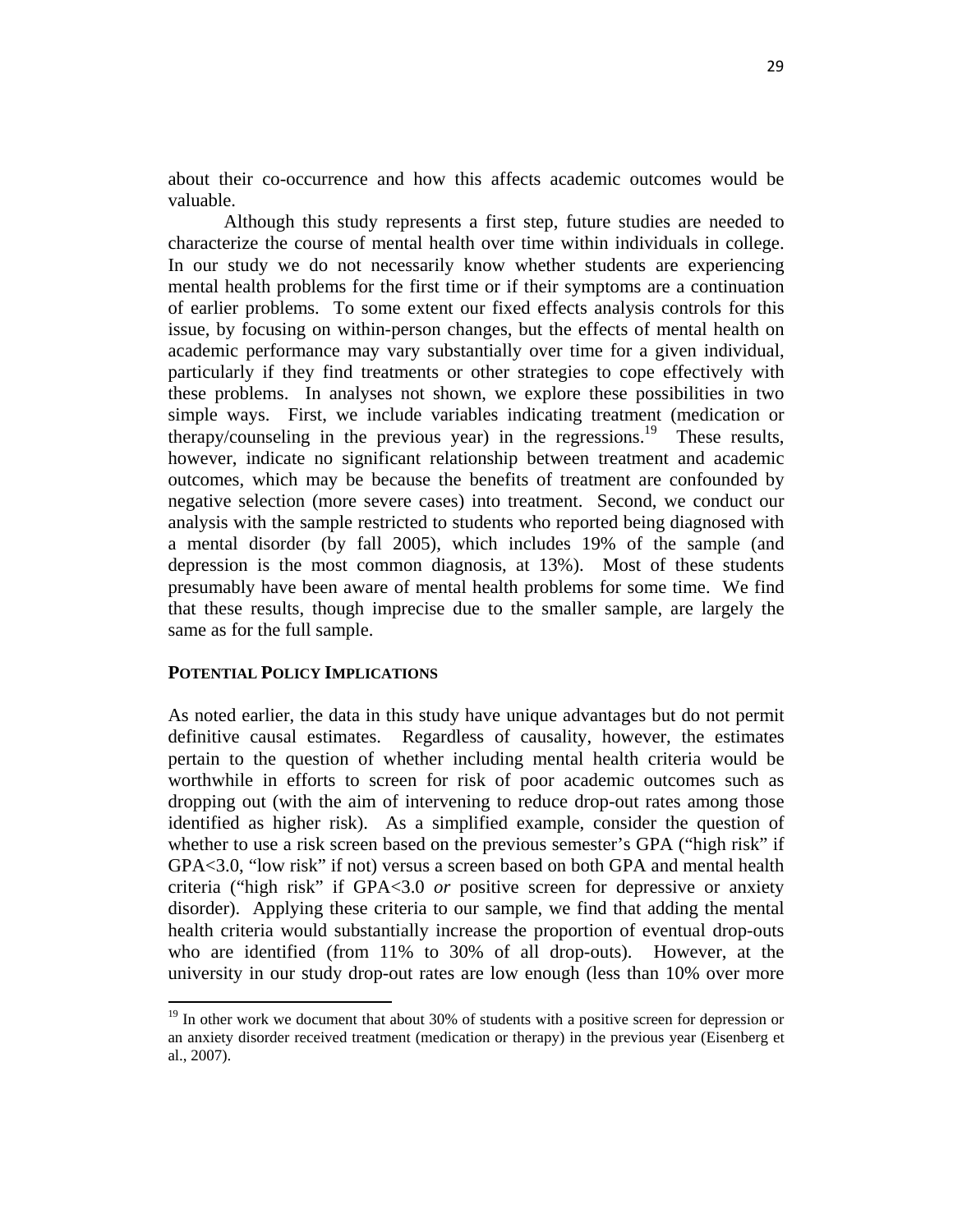about their co-occurrence and how this affects academic outcomes would be valuable.

Although this study represents a first step, future studies are needed to characterize the course of mental health over time within individuals in college. In our study we do not necessarily know whether students are experiencing mental health problems for the first time or if their symptoms are a continuation of earlier problems. To some extent our fixed effects analysis controls for this issue, by focusing on within-person changes, but the effects of mental health on academic performance may vary substantially over time for a given individual, particularly if they find treatments or other strategies to cope effectively with these problems. In analyses not shown, we explore these possibilities in two simple ways. First, we include variables indicating treatment (medication or therapy/counseling in the previous year) in the regressions.[19] These results, however, indicate no significant relationship between treatment and academic outcomes, which may be because the benefits of treatment are confounded by negative selection (more severe cases) into treatment. Second, we conduct our analysis with the sample restricted to students who reported being diagnosed with a mental disorder (by fall 2005), which includes 19% of the sample (and depression is the most common diagnosis, at 13%). Most of these students presumably have been aware of mental health problems for some time. We find that these results, though imprecise due to the smaller sample, are largely the same as for the full sample.

## POTENTIAL POLICY IMPLICATIONS

As noted earlier, the data in this study have unique advantages but do not permit definitive causal estimates. Regardless of causality, however, the estimates pertain to the question of whether including mental health criteria would be worthwhile in efforts to screen for risk of poor academic outcomes such as dropping out (with the aim of intervening to reduce drop-out rates among those identified as higher risk). As a simplified example, consider the question of whether to use a risk screen based on the previous semester's GPA ("high risk" if GPA<3.0, "low risk" if not) versus a screen based on both GPA and mental health criteria ("high risk" if GPA<3.0 *or* positive screen for depressive or anxiety disorder). Applying these criteria to our sample, we find that adding the mental health criteria would substantially increase the proportion of eventual drop-outs who are identified (from 11% to 30% of all drop-outs). However, at the university in our study drop-out rates are low enough (less than 10% over more

[19] In other work we document that about 30% of students with a positive screen for depression or an anxiety disorder received treatment (medication or therapy) in the previous year (Eisenberg et al., 2007).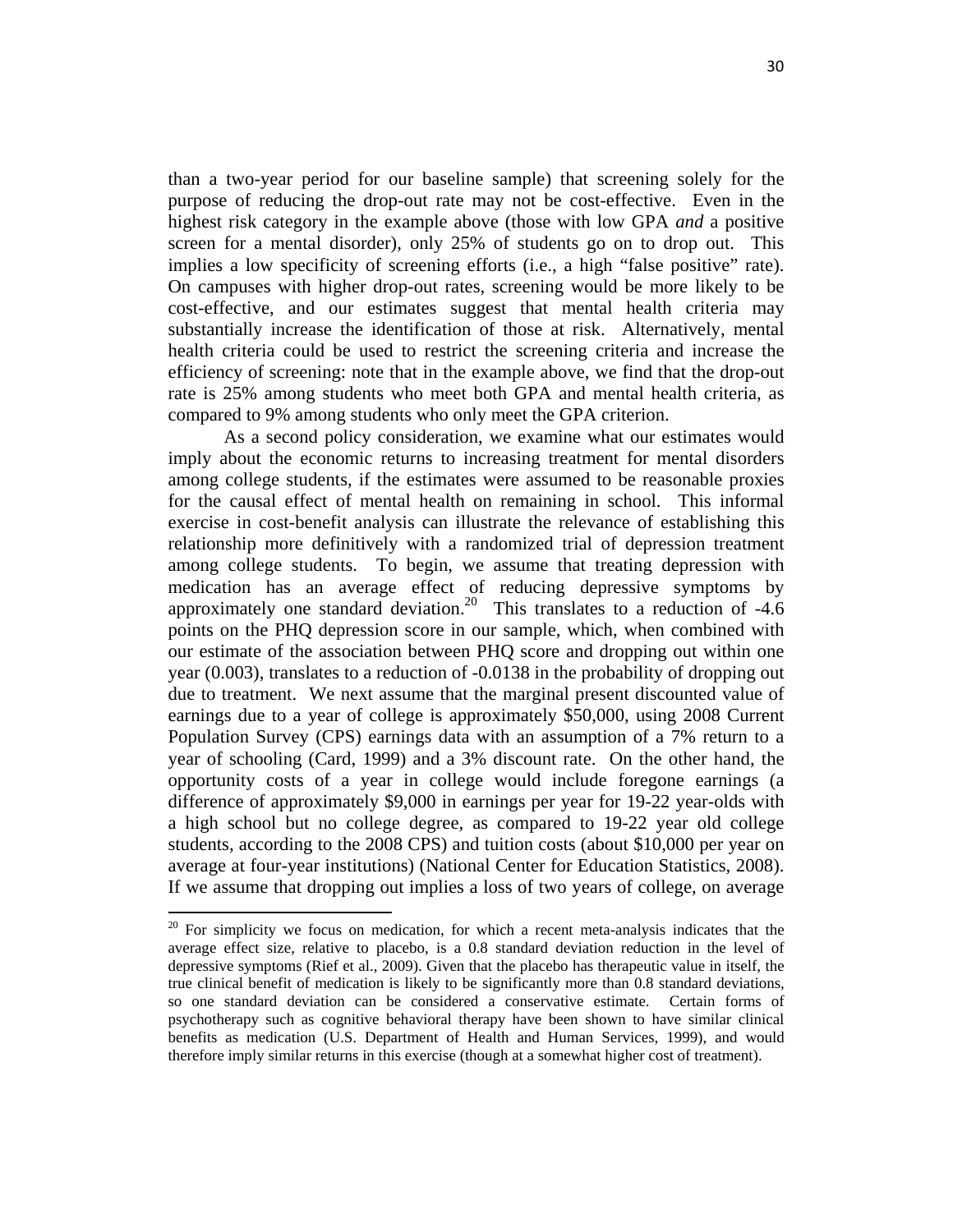than a two-year period for our baseline sample) that screening solely for the purpose of reducing the drop-out rate may not be cost-effective. Even in the highest risk category in the example above (those with low GPA *and* a positive screen for a mental disorder), only 25% of students go on to drop out. This implies a low specificity of screening efforts (i.e., a high "false positive" rate). On campuses with higher drop-out rates, screening would be more likely to be cost-effective, and our estimates suggest that mental health criteria may substantially increase the identification of those at risk. Alternatively, mental health criteria could be used to restrict the screening criteria and increase the efficiency of screening: note that in the example above, we find that the drop-out rate is 25% among students who meet both GPA and mental health criteria, as compared to 9% among students who only meet the GPA criterion.

As a second policy consideration, we examine what our estimates would imply about the economic returns to increasing treatment for mental disorders among college students, if the estimates were assumed to be reasonable proxies for the causal effect of mental health on remaining in school. This informal exercise in cost-benefit analysis can illustrate the relevance of establishing this relationship more definitively with a randomized trial of depression treatment among college students. To begin, we assume that treating depression with medication has an average effect of reducing depressive symptoms by approximately one standard deviation.[20] This translates to a reduction of -4.6 points on the PHQ depression score in our sample, which, when combined with our estimate of the association between PHQ score and dropping out within one year (0.003), translates to a reduction of -0.0138 in the probability of dropping out due to treatment. We next assume that the marginal present discounted value of earnings due to a year of college is approximately $50,000, using 2008 Current Population Survey (CPS) earnings data with an assumption of a 7% return to a year of schooling (Card, 1999) and a 3% discount rate. On the other hand, the opportunity costs of a year in college would include foregone earnings (a difference of approximately $9,000 in earnings per year for 19-22 year-olds with a high school but no college degree, as compared to 19-22 year old college students, according to the 2008 CPS) and tuition costs (about $10,000 per year on average at four-year institutions) (National Center for Education Statistics, 2008). If we assume that dropping out implies a loss of two years of college, on average

---

[20] For simplicity we focus on medication, for which a recent meta-analysis indicates that the average effect size, relative to placebo, is a 0.8 standard deviation reduction in the level of depressive symptoms (Rief et al., 2009). Given that the placebo has therapeutic value in itself, the true clinical benefit of medication is likely to be significantly more than 0.8 standard deviations, so one standard deviation can be considered a conservative estimate. Certain forms of psychotherapy such as cognitive behavioral therapy have been shown to have similar clinical benefits as medication (U.S. Department of Health and Human Services, 1999), and would therefore imply similar returns in this exercise (though at a somewhat higher cost of treatment).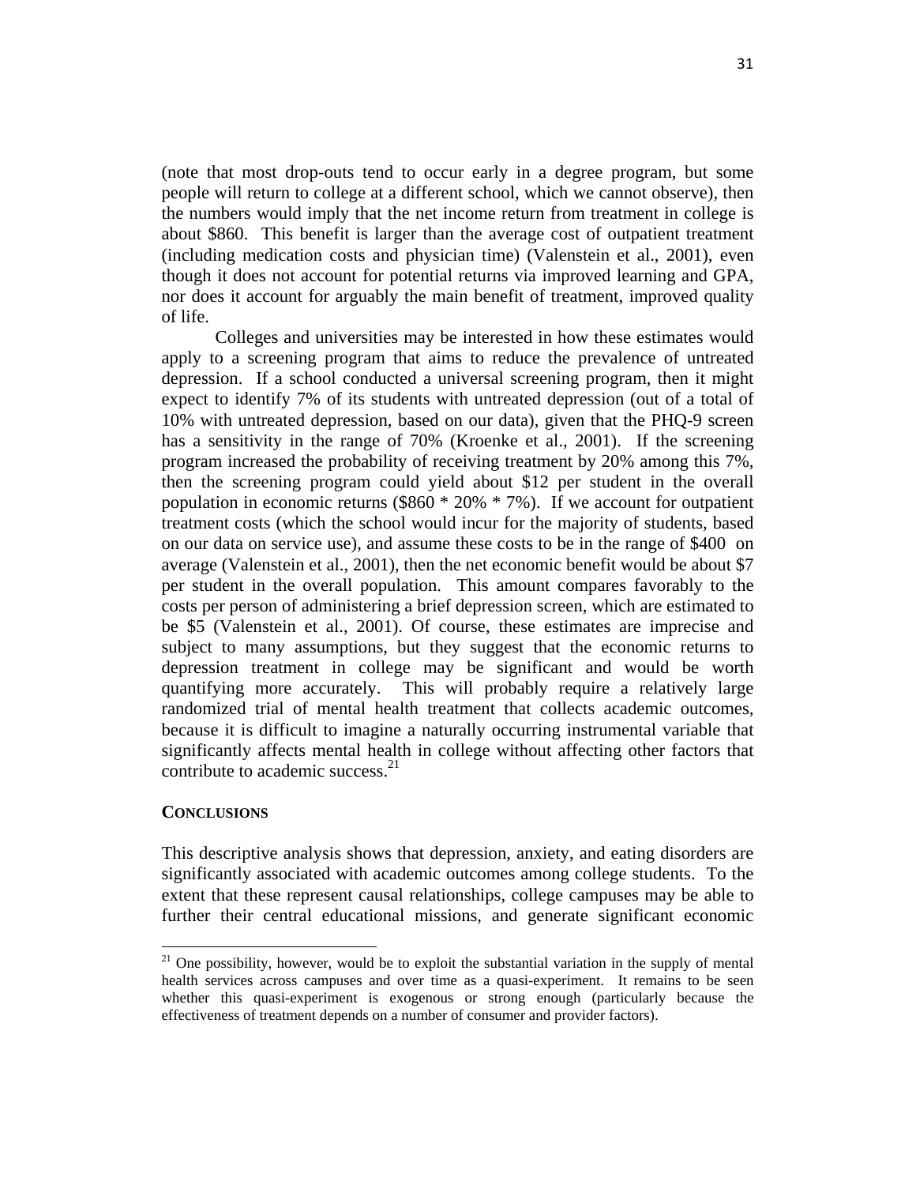(note that most drop-outs tend to occur early in a degree program, but some people will return to college at a different school, which we cannot observe), then the numbers would imply that the net income return from treatment in college is about $860. This benefit is larger than the average cost of outpatient treatment (including medication costs and physician time) (Valenstein et al., 2001), even though it does not account for potential returns via improved learning and GPA, nor does it account for arguably the main benefit of treatment, improved quality of life.

Colleges and universities may be interested in how these estimates would apply to a screening program that aims to reduce the prevalence of untreated depression. If a school conducted a universal screening program, then it might expect to identify 7% of its students with untreated depression (out of a total of 10% with untreated depression, based on our data), given that the PHQ-9 screen has a sensitivity in the range of 70% (Kroenke et al., 2001). If the screening program increased the probability of receiving treatment by 20% among this 7%, then the screening program could yield about $12 per student in the overall population in economic returns ($860 * 20% * 7%). If we account for outpatient treatment costs (which the school would incur for the majority of students, based on our data on service use), and assume these costs to be in the range of $400 on average (Valenstein et al., 2001), then the net economic benefit would be about $7 per student in the overall population. This amount compares favorably to the costs per person of administering a brief depression screen, which are estimated to be $5 (Valenstein et al., 2001). Of course, these estimates are imprecise and subject to many assumptions, but they suggest that the economic returns to depression treatment in college may be significant and would be worth quantifying more accurately. This will probably require a relatively large randomized trial of mental health treatment that collects academic outcomes, because it is difficult to imagine a naturally occurring instrumental variable that significantly affects mental health in college without affecting other factors that contribute to academic success.[21]

## CONCLUSIONS

This descriptive analysis shows that depression, anxiety, and eating disorders are significantly associated with academic outcomes among college students. To the extent that these represent causal relationships, college campuses may be able to further their central educational missions, and generate significant economic

[21] One possibility, however, would be to exploit the substantial variation in the supply of mental health services across campuses and over time as a quasi-experiment. It remains to be seen whether this quasi-experiment is exogenous or strong enough (particularly because the effectiveness of treatment depends on a number of consumer and provider factors).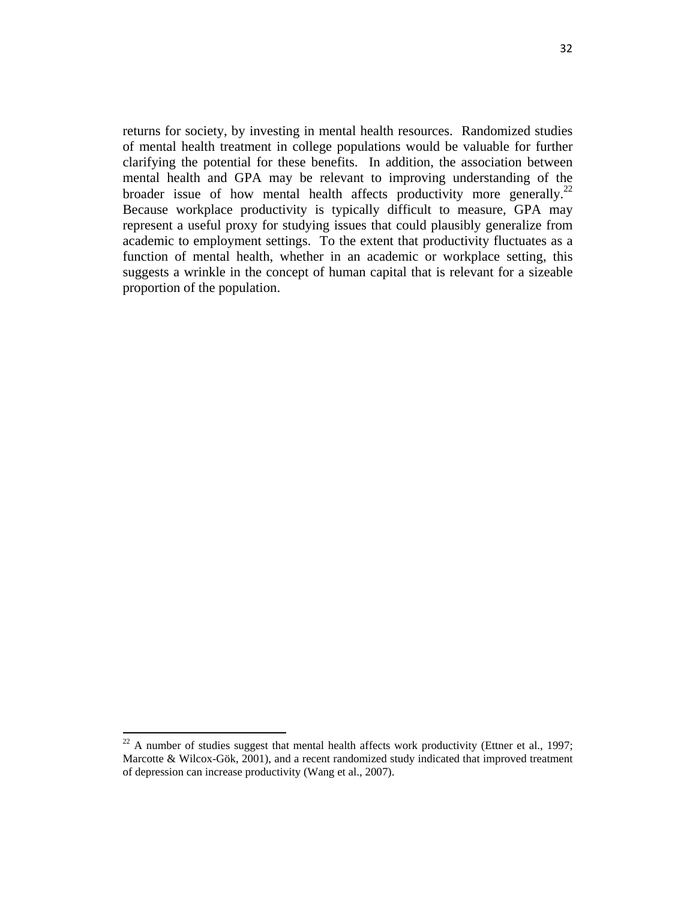returns for society, by investing in mental health resources. Randomized studies of mental health treatment in college populations would be valuable for further clarifying the potential for these benefits. In addition, the association between mental health and GPA may be relevant to improving understanding of the broader issue of how mental health affects productivity more generally.[22] Because workplace productivity is typically difficult to measure, GPA may represent a useful proxy for studying issues that could plausibly generalize from academic to employment settings. To the extent that productivity fluctuates as a function of mental health, whether in an academic or workplace setting, this suggests a wrinkle in the concept of human capital that is relevant for a sizeable proportion of the population.

---

[22] A number of studies suggest that mental health affects work productivity (Ettner et al., 1997; Marcotte & Wilcox-Gök, 2001), and a recent randomized study indicated that improved treatment of depression can increase productivity (Wang et al., 2007).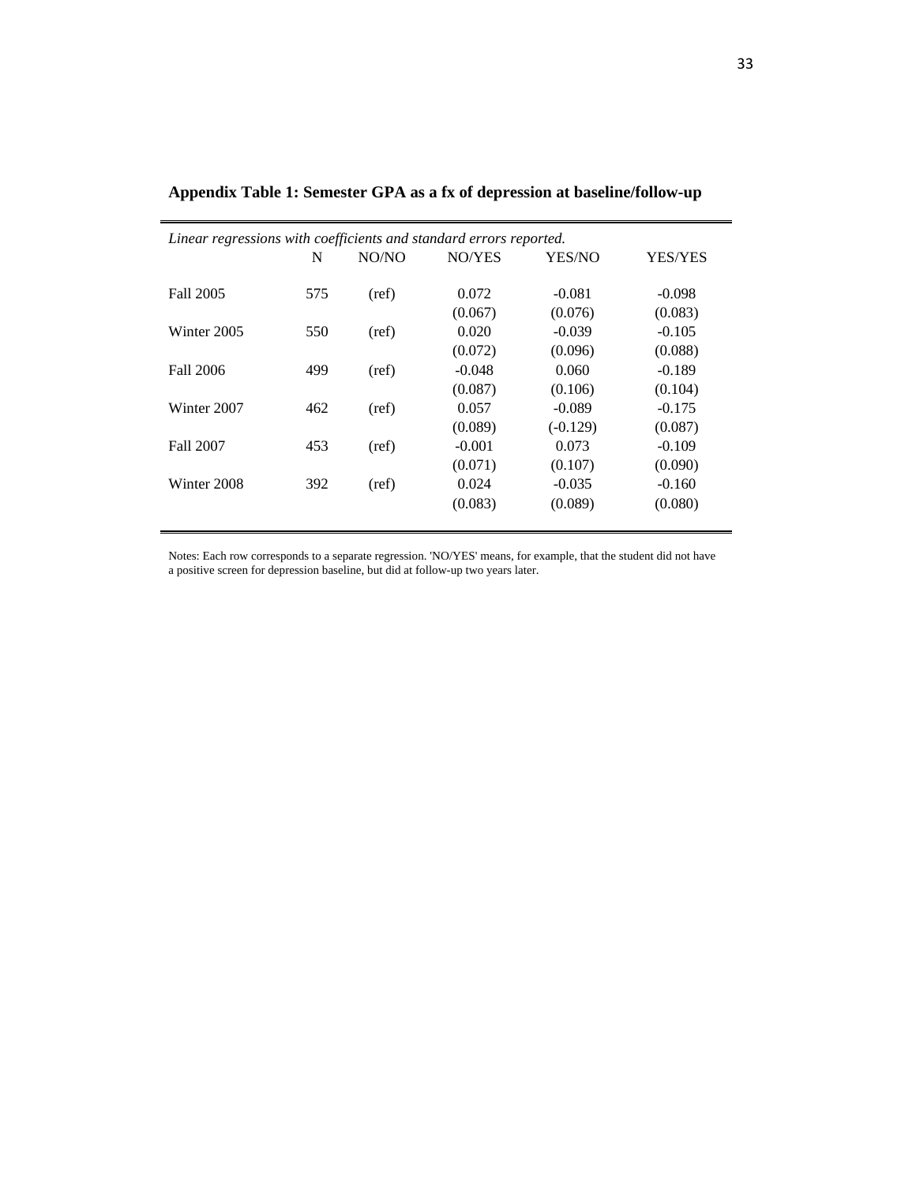**Appendix Table 1: Semester GPA as a fx of depression at baseline/follow-up**

*Linear regressions with coefficients and standard errors reported.*

| | N | NO/NO | NO/YES | YES/NO | YES/YES |
|---|---|---|---|---|---|
| Fall 2005 | 575 | (ref) | 0.072 | -0.081 | -0.098 |
| | | | (0.067) | (0.076) | (0.083) |
| Winter 2005 | 550 | (ref) | 0.020 | -0.039 | -0.105 |
| | | | (0.072) | (0.096) | (0.088) |
| Fall 2006 | 499 | (ref) | -0.048 | 0.060 | -0.189 |
| | | | (0.087) | (0.106) | (0.104) |
| Winter 2007 | 462 | (ref) | 0.057 | -0.089 | -0.175 |
| | | | (0.089) | (-0.129) | (0.087) |
| Fall 2007 | 453 | (ref) | -0.001 | 0.073 | -0.109 |
| | | | (0.071) | (0.107) | (0.090) |
| Winter 2008 | 392 | (ref) | 0.024 | -0.035 | -0.160 |
| | | | (0.083) | (0.089) | (0.080) |

Notes: Each row corresponds to a separate regression. 'NO/YES' means, for example, that the student did not have a positive screen for depression baseline, but did at follow-up two years later.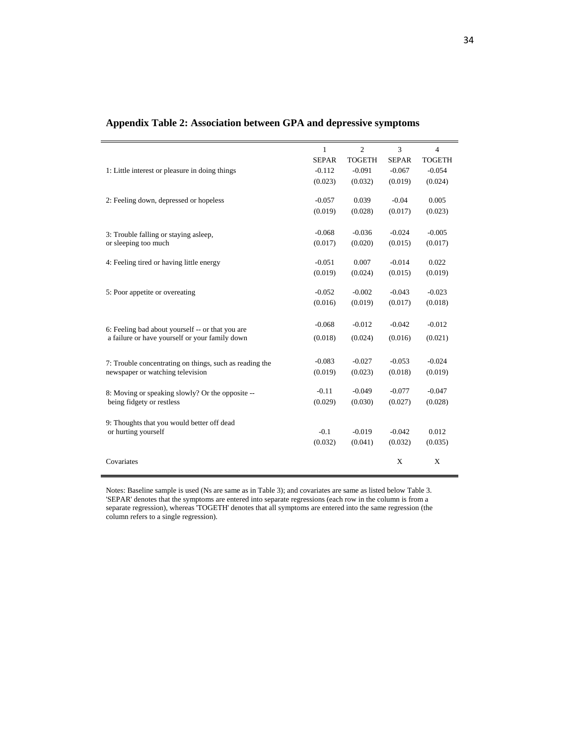**Appendix Table 2: Association between GPA and depressive symptoms**

| | 1 | 2 | 3 | 4 |
|---|---|---|---|---|
| | SEPAR | TOGETH | SEPAR | TOGETH |
| 1: Little interest or pleasure in doing things | -0.112 | -0.091 | -0.067 | -0.054 |
| | (0.023) | (0.032) | (0.019) | (0.024) |
| 2: Feeling down, depressed or hopeless | -0.057 | 0.039 | -0.04 | 0.005 |
| | (0.019) | (0.028) | (0.017) | (0.023) |
| 3: Trouble falling or staying asleep, or sleeping too much | -0.068 | -0.036 | -0.024 | -0.005 |
| | (0.017) | (0.020) | (0.015) | (0.017) |
| 4: Feeling tired or having little energy | -0.051 | 0.007 | -0.014 | 0.022 |
| | (0.019) | (0.024) | (0.015) | (0.019) |
| 5: Poor appetite or overeating | -0.052 | -0.002 | -0.043 | -0.023 |
| | (0.016) | (0.019) | (0.017) | (0.018) |
| 6: Feeling bad about yourself -- or that you are a failure or have yourself or your family down | -0.068 | -0.012 | -0.042 | -0.012 |
| | (0.018) | (0.024) | (0.016) | (0.021) |
| 7: Trouble concentrating on things, such as reading the newspaper or watching television | -0.083 | -0.027 | -0.053 | -0.024 |
| | (0.019) | (0.023) | (0.018) | (0.019) |
| 8: Moving or speaking slowly? Or the opposite -- being fidgety or restless | -0.11 | -0.049 | -0.077 | -0.047 |
| | (0.029) | (0.030) | (0.027) | (0.028) |
| 9: Thoughts that you would better off dead or hurting yourself | -0.1 | -0.019 | -0.042 | 0.012 |
| | (0.032) | (0.041) | (0.032) | (0.035) |
| Covariates | | | X | X |

Notes: Baseline sample is used (Ns are same as in Table 3); and covariates are same as listed below Table 3. 'SEPAR' denotes that the symptoms are entered into separate regressions (each row in the column is from a separate regression), whereas 'TOGETH' denotes that all symptoms are entered into the same regression (the column refers to a single regression).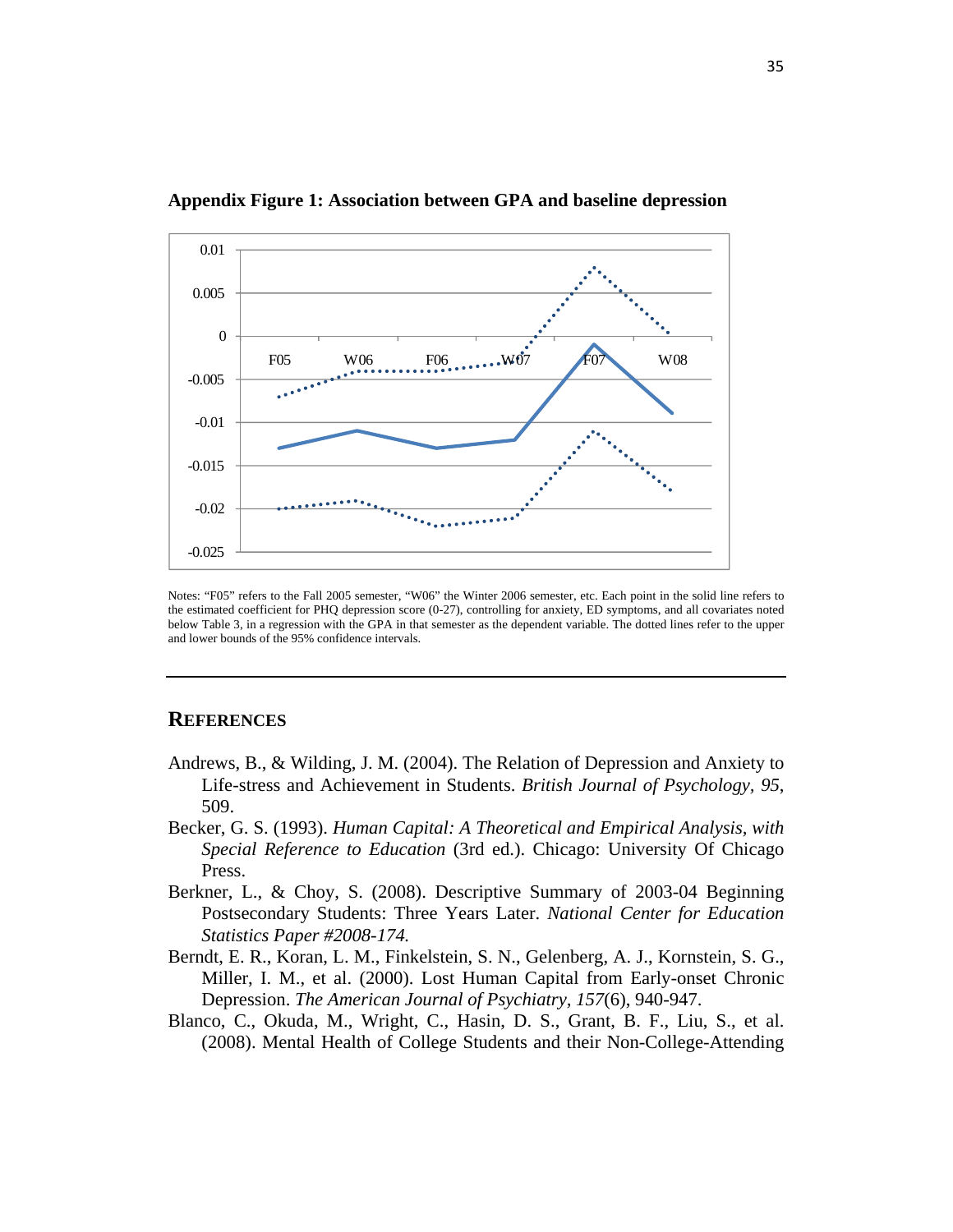**Appendix Figure 1: Association between GPA and baseline depression**

Notes: "F05" refers to the Fall 2005 semester, "W06" the Winter 2006 semester, etc. Each point in the solid line refers to the estimated coefficient for PHQ depression score (0-27), controlling for anxiety, ED symptoms, and all covariates noted below Table 3, in a regression with the GPA in that semester as the dependent variable. The dotted lines refer to the upper and lower bounds of the 95% confidence intervals.

## References

Andrews, B., & Wilding, J. M. (2004). The Relation of Depression and Anxiety to Life-stress and Achievement in Students. *British Journal of Psychology, 95*, 509.

Becker, G. S. (1993). *Human Capital: A Theoretical and Empirical Analysis, with Special Reference to Education* (3rd ed.). Chicago: University Of Chicago Press.

Berkner, L., & Choy, S. (2008). Descriptive Summary of 2003-04 Beginning Postsecondary Students: Three Years Later. *National Center for Education Statistics Paper #2008-174.*

Berndt, E. R., Koran, L. M., Finkelstein, S. N., Gelenberg, A. J., Kornstein, S. G., Miller, I. M., et al. (2000). Lost Human Capital from Early-onset Chronic Depression. *The American Journal of Psychiatry, 157*(6), 940-947.

Blanco, C., Okuda, M., Wright, C., Hasin, D. S., Grant, B. F., Liu, S., et al. (2008). Mental Health of College Students and their Non-College-Attending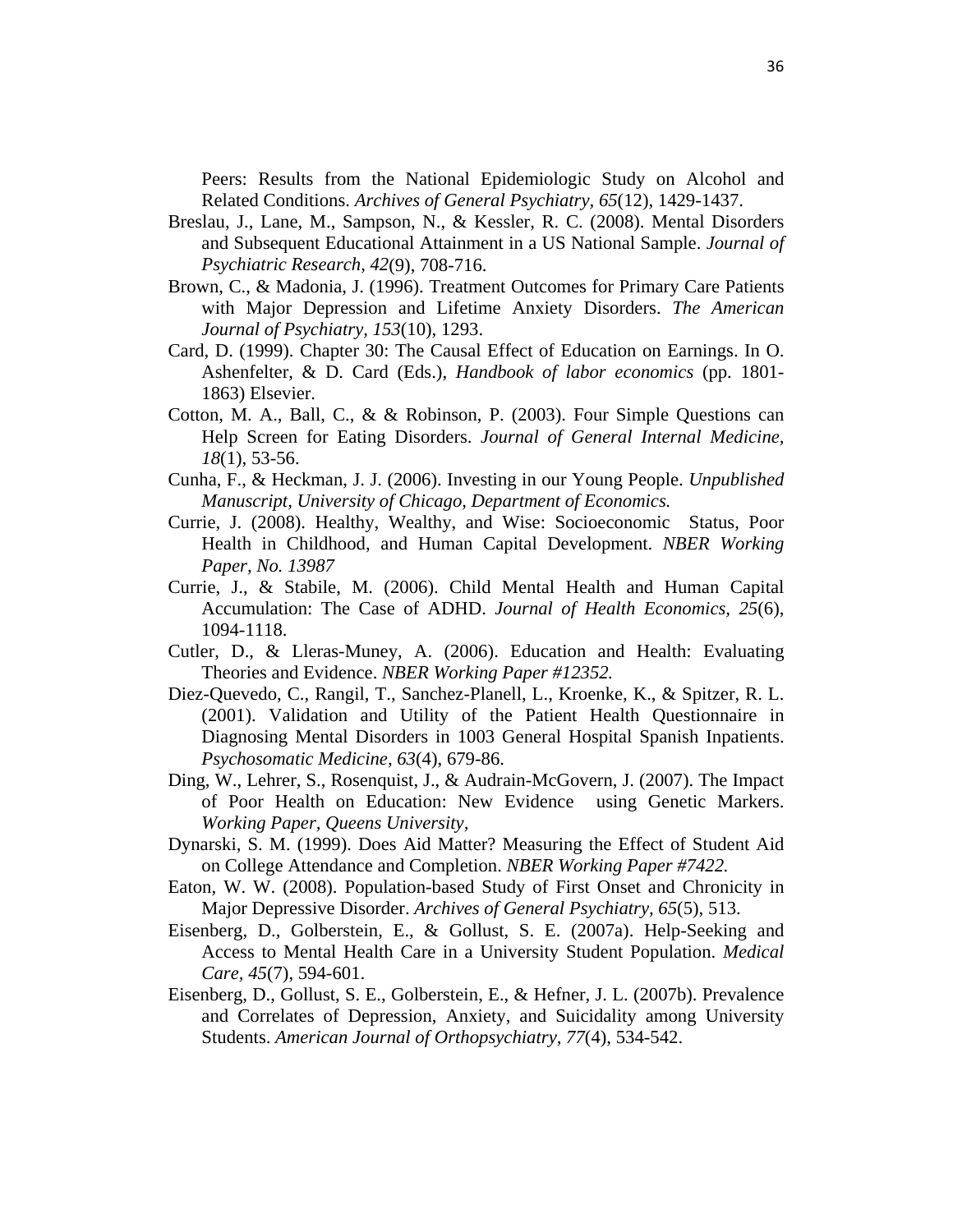Peers: Results from the National Epidemiologic Study on Alcohol and Related Conditions. *Archives of General Psychiatry, 65*(12), 1429-1437.

Breslau, J., Lane, M., Sampson, N., & Kessler, R. C. (2008). Mental Disorders and Subsequent Educational Attainment in a US National Sample. *Journal of Psychiatric Research, 42*(9), 708-716.

Brown, C., & Madonia, J. (1996). Treatment Outcomes for Primary Care Patients with Major Depression and Lifetime Anxiety Disorders. *The American Journal of Psychiatry, 153*(10), 1293.

Card, D. (1999). Chapter 30: The Causal Effect of Education on Earnings. In O. Ashenfelter, & D. Card (Eds.), *Handbook of labor economics* (pp. 1801-1863) Elsevier.

Cotton, M. A., Ball, C., & & Robinson, P. (2003). Four Simple Questions can Help Screen for Eating Disorders. *Journal of General Internal Medicine, 18*(1), 53-56.

Cunha, F., & Heckman, J. J. (2006). Investing in our Young People. *Unpublished Manuscript, University of Chicago, Department of Economics.*

Currie, J. (2008). Healthy, Wealthy, and Wise: Socioeconomic Status, Poor Health in Childhood, and Human Capital Development. *NBER Working Paper, No. 13987*

Currie, J., & Stabile, M. (2006). Child Mental Health and Human Capital Accumulation: The Case of ADHD. *Journal of Health Economics, 25*(6), 1094-1118.

Cutler, D., & Lleras-Muney, A. (2006). Education and Health: Evaluating Theories and Evidence. *NBER Working Paper #12352.*

Diez-Quevedo, C., Rangil, T., Sanchez-Planell, L., Kroenke, K., & Spitzer, R. L. (2001). Validation and Utility of the Patient Health Questionnaire in Diagnosing Mental Disorders in 1003 General Hospital Spanish Inpatients. *Psychosomatic Medicine, 63*(4), 679-86.

Ding, W., Lehrer, S., Rosenquist, J., & Audrain-McGovern, J. (2007). The Impact of Poor Health on Education: New Evidence using Genetic Markers. *Working Paper, Queens University,*

Dynarski, S. M. (1999). Does Aid Matter? Measuring the Effect of Student Aid on College Attendance and Completion. *NBER Working Paper #7422.*

Eaton, W. W. (2008). Population-based Study of First Onset and Chronicity in Major Depressive Disorder. *Archives of General Psychiatry, 65*(5), 513.

Eisenberg, D., Golberstein, E., & Gollust, S. E. (2007a). Help-Seeking and Access to Mental Health Care in a University Student Population. *Medical Care, 45*(7), 594-601.

Eisenberg, D., Gollust, S. E., Golberstein, E., & Hefner, J. L. (2007b). Prevalence and Correlates of Depression, Anxiety, and Suicidality among University Students. *American Journal of Orthopsychiatry, 77*(4), 534-542.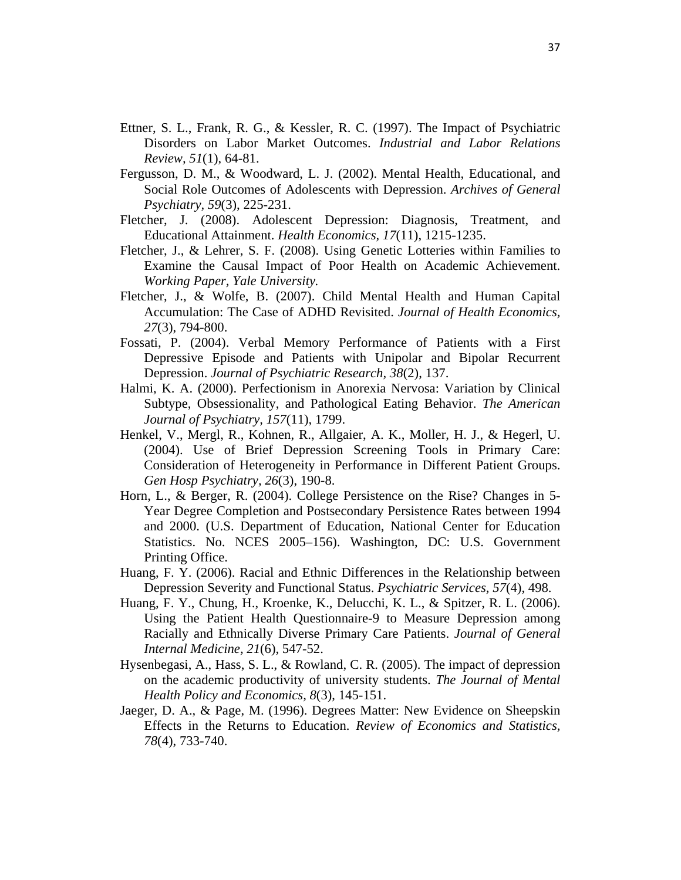Ettner, S. L., Frank, R. G., & Kessler, R. C. (1997). The Impact of Psychiatric Disorders on Labor Market Outcomes. *Industrial and Labor Relations Review, 51*(1), 64-81.

Fergusson, D. M., & Woodward, L. J. (2002). Mental Health, Educational, and Social Role Outcomes of Adolescents with Depression. *Archives of General Psychiatry, 59*(3), 225-231.

Fletcher, J. (2008). Adolescent Depression: Diagnosis, Treatment, and Educational Attainment. *Health Economics, 17*(11), 1215-1235.

Fletcher, J., & Lehrer, S. F. (2008). Using Genetic Lotteries within Families to Examine the Causal Impact of Poor Health on Academic Achievement. *Working Paper, Yale University.*

Fletcher, J., & Wolfe, B. (2007). Child Mental Health and Human Capital Accumulation: The Case of ADHD Revisited. *Journal of Health Economics, 27*(3), 794-800.

Fossati, P. (2004). Verbal Memory Performance of Patients with a First Depressive Episode and Patients with Unipolar and Bipolar Recurrent Depression. *Journal of Psychiatric Research, 38*(2), 137.

Halmi, K. A. (2000). Perfectionism in Anorexia Nervosa: Variation by Clinical Subtype, Obsessionality, and Pathological Eating Behavior. *The American Journal of Psychiatry, 157*(11), 1799.

Henkel, V., Mergl, R., Kohnen, R., Allgaier, A. K., Moller, H. J., & Hegerl, U. (2004). Use of Brief Depression Screening Tools in Primary Care: Consideration of Heterogeneity in Performance in Different Patient Groups. *Gen Hosp Psychiatry, 26*(3), 190-8.

Horn, L., & Berger, R. (2004). College Persistence on the Rise? Changes in 5-Year Degree Completion and Postsecondary Persistence Rates between 1994 and 2000. (U.S. Department of Education, National Center for Education Statistics. No. NCES 2005–156). Washington, DC: U.S. Government Printing Office.

Huang, F. Y. (2006). Racial and Ethnic Differences in the Relationship between Depression Severity and Functional Status. *Psychiatric Services, 57*(4), 498.

Huang, F. Y., Chung, H., Kroenke, K., Delucchi, K. L., & Spitzer, R. L. (2006). Using the Patient Health Questionnaire-9 to Measure Depression among Racially and Ethnically Diverse Primary Care Patients. *Journal of General Internal Medicine, 21*(6), 547-52.

Hysenbegasi, A., Hass, S. L., & Rowland, C. R. (2005). The impact of depression on the academic productivity of university students. *The Journal of Mental Health Policy and Economics, 8*(3), 145-151.

Jaeger, D. A., & Page, M. (1996). Degrees Matter: New Evidence on Sheepskin Effects in the Returns to Education. *Review of Economics and Statistics, 78*(4), 733-740.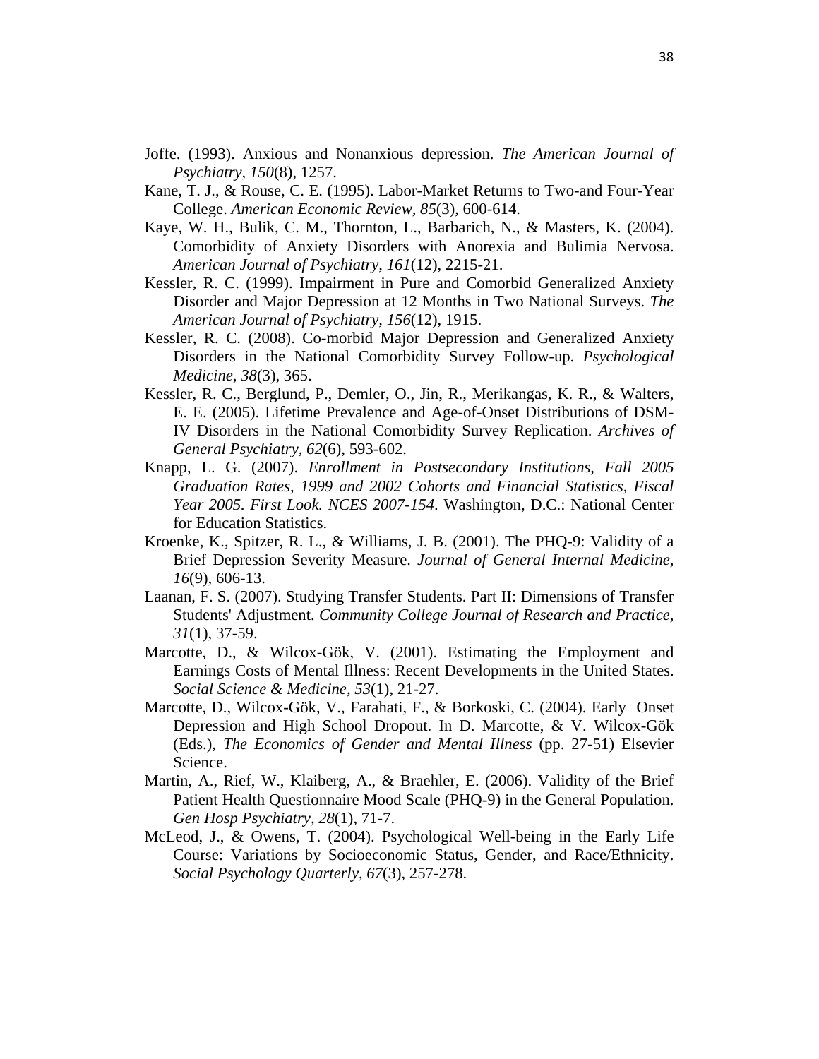Joffe. (1993). Anxious and Nonanxious depression. *The American Journal of Psychiatry, 150*(8), 1257.

Kane, T. J., & Rouse, C. E. (1995). Labor-Market Returns to Two-and Four-Year College. *American Economic Review, 85*(3), 600-614.

Kaye, W. H., Bulik, C. M., Thornton, L., Barbarich, N., & Masters, K. (2004). Comorbidity of Anxiety Disorders with Anorexia and Bulimia Nervosa. *American Journal of Psychiatry, 161*(12), 2215-21.

Kessler, R. C. (1999). Impairment in Pure and Comorbid Generalized Anxiety Disorder and Major Depression at 12 Months in Two National Surveys. *The American Journal of Psychiatry, 156*(12), 1915.

Kessler, R. C. (2008). Co-morbid Major Depression and Generalized Anxiety Disorders in the National Comorbidity Survey Follow-up. *Psychological Medicine, 38*(3), 365.

Kessler, R. C., Berglund, P., Demler, O., Jin, R., Merikangas, K. R., & Walters, E. E. (2005). Lifetime Prevalence and Age-of-Onset Distributions of DSM-IV Disorders in the National Comorbidity Survey Replication. *Archives of General Psychiatry, 62*(6), 593-602.

Knapp, L. G. (2007). *Enrollment in Postsecondary Institutions, Fall 2005 Graduation Rates, 1999 and 2002 Cohorts and Financial Statistics, Fiscal Year 2005. First Look. NCES 2007-154*. Washington, D.C.: National Center for Education Statistics.

Kroenke, K., Spitzer, R. L., & Williams, J. B. (2001). The PHQ-9: Validity of a Brief Depression Severity Measure. *Journal of General Internal Medicine, 16*(9), 606-13.

Laanan, F. S. (2007). Studying Transfer Students. Part II: Dimensions of Transfer Students' Adjustment. *Community College Journal of Research and Practice, 31*(1), 37-59.

Marcotte, D., & Wilcox-Gök, V. (2001). Estimating the Employment and Earnings Costs of Mental Illness: Recent Developments in the United States. *Social Science & Medicine, 53*(1), 21-27.

Marcotte, D., Wilcox-Gök, V., Farahati, F., & Borkoski, C. (2004). Early Onset Depression and High School Dropout. In D. Marcotte, & V. Wilcox-Gök (Eds.), *The Economics of Gender and Mental Illness* (pp. 27-51) Elsevier Science.

Martin, A., Rief, W., Klaiberg, A., & Braehler, E. (2006). Validity of the Brief Patient Health Questionnaire Mood Scale (PHQ-9) in the General Population. *Gen Hosp Psychiatry, 28*(1), 71-7.

McLeod, J., & Owens, T. (2004). Psychological Well-being in the Early Life Course: Variations by Socioeconomic Status, Gender, and Race/Ethnicity. *Social Psychology Quarterly, 67*(3), 257-278.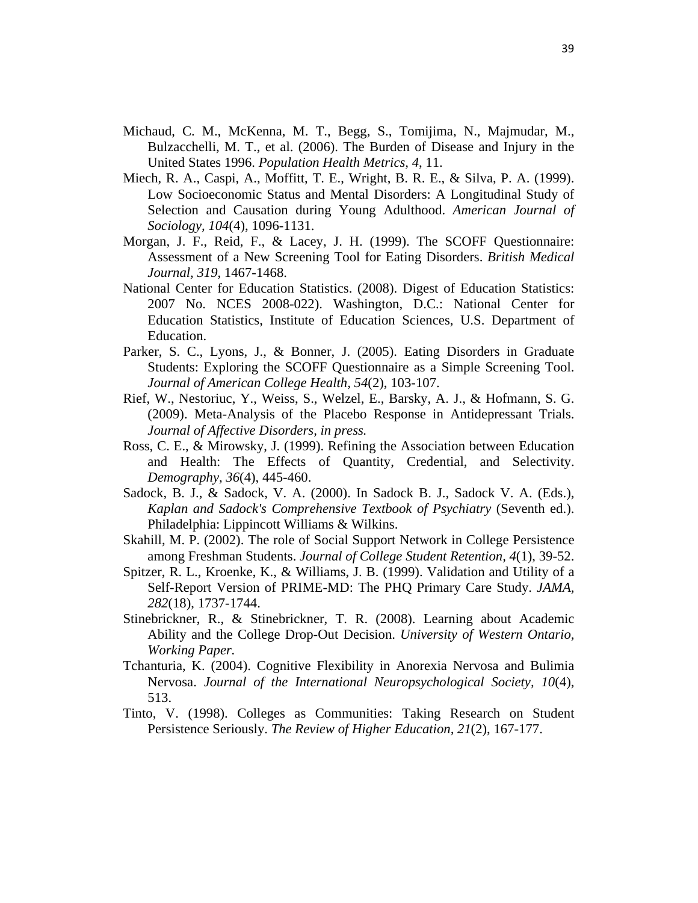Michaud, C. M., McKenna, M. T., Begg, S., Tomijima, N., Majmudar, M., Bulzacchelli, M. T., et al. (2006). The Burden of Disease and Injury in the United States 1996. *Population Health Metrics, 4*, 11.

Miech, R. A., Caspi, A., Moffitt, T. E., Wright, B. R. E., & Silva, P. A. (1999). Low Socioeconomic Status and Mental Disorders: A Longitudinal Study of Selection and Causation during Young Adulthood. *American Journal of Sociology, 104*(4), 1096-1131.

Morgan, J. F., Reid, F., & Lacey, J. H. (1999). The SCOFF Questionnaire: Assessment of a New Screening Tool for Eating Disorders. *British Medical Journal, 319*, 1467-1468.

National Center for Education Statistics. (2008). Digest of Education Statistics: 2007 No. NCES 2008-022). Washington, D.C.: National Center for Education Statistics, Institute of Education Sciences, U.S. Department of Education.

Parker, S. C., Lyons, J., & Bonner, J. (2005). Eating Disorders in Graduate Students: Exploring the SCOFF Questionnaire as a Simple Screening Tool. *Journal of American College Health, 54*(2), 103-107.

Rief, W., Nestoriuc, Y., Weiss, S., Welzel, E., Barsky, A. J., & Hofmann, S. G. (2009). Meta-Analysis of the Placebo Response in Antidepressant Trials. *Journal of Affective Disorders, in press.*

Ross, C. E., & Mirowsky, J. (1999). Refining the Association between Education and Health: The Effects of Quantity, Credential, and Selectivity. *Demography, 36*(4), 445-460.

Sadock, B. J., & Sadock, V. A. (2000). In Sadock B. J., Sadock V. A. (Eds.), *Kaplan and Sadock's Comprehensive Textbook of Psychiatry* (Seventh ed.). Philadelphia: Lippincott Williams & Wilkins.

Skahill, M. P. (2002). The role of Social Support Network in College Persistence among Freshman Students. *Journal of College Student Retention, 4*(1), 39-52.

Spitzer, R. L., Kroenke, K., & Williams, J. B. (1999). Validation and Utility of a Self-Report Version of PRIME-MD: The PHQ Primary Care Study. *JAMA, 282*(18), 1737-1744.

Stinebrickner, R., & Stinebrickner, T. R. (2008). Learning about Academic Ability and the College Drop-Out Decision. *University of Western Ontario, Working Paper.*

Tchanturia, K. (2004). Cognitive Flexibility in Anorexia Nervosa and Bulimia Nervosa. *Journal of the International Neuropsychological Society, 10*(4), 513.

Tinto, V. (1998). Colleges as Communities: Taking Research on Student Persistence Seriously. *The Review of Higher Education, 21*(2), 167-177.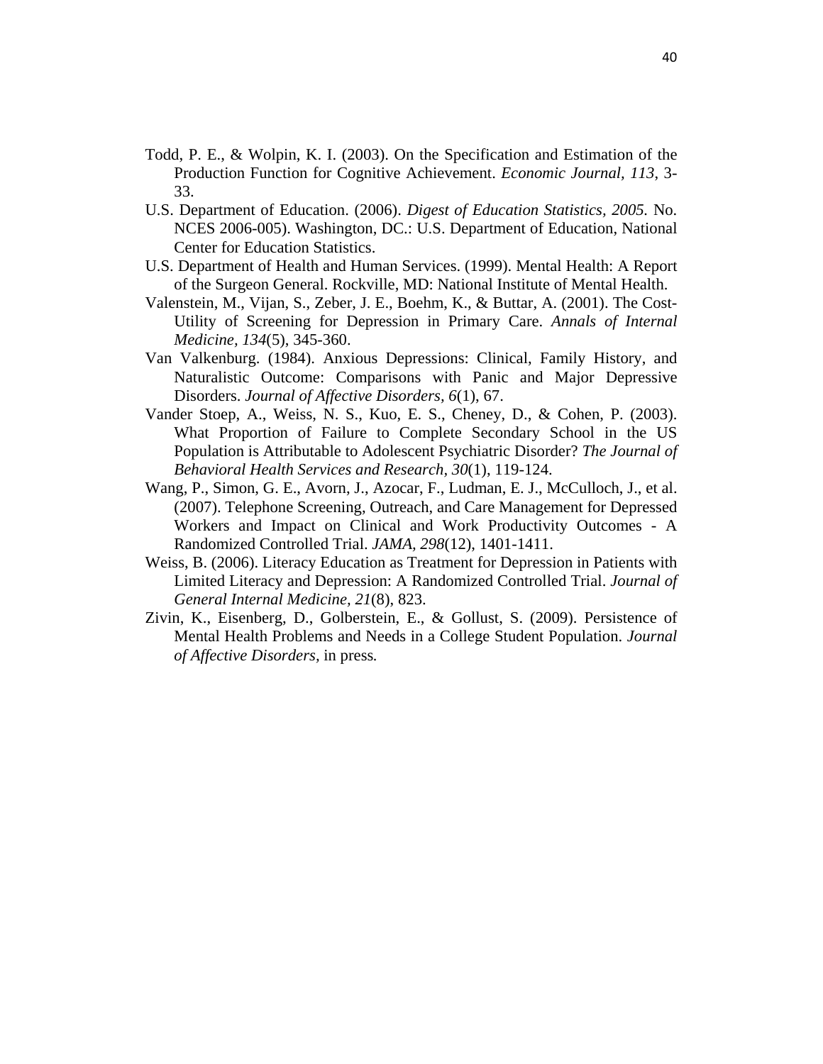Todd, P. E., & Wolpin, K. I. (2003). On the Specification and Estimation of the Production Function for Cognitive Achievement. *Economic Journal, 113*, 3-33.

U.S. Department of Education. (2006). *Digest of Education Statistics, 2005.* No. NCES 2006-005). Washington, DC.: U.S. Department of Education, National Center for Education Statistics.

U.S. Department of Health and Human Services. (1999). Mental Health: A Report of the Surgeon General. Rockville, MD: National Institute of Mental Health.

Valenstein, M., Vijan, S., Zeber, J. E., Boehm, K., & Buttar, A. (2001). The Cost-Utility of Screening for Depression in Primary Care. *Annals of Internal Medicine, 134*(5), 345-360.

Van Valkenburg. (1984). Anxious Depressions: Clinical, Family History, and Naturalistic Outcome: Comparisons with Panic and Major Depressive Disorders. *Journal of Affective Disorders, 6*(1), 67.

Vander Stoep, A., Weiss, N. S., Kuo, E. S., Cheney, D., & Cohen, P. (2003). What Proportion of Failure to Complete Secondary School in the US Population is Attributable to Adolescent Psychiatric Disorder? *The Journal of Behavioral Health Services and Research, 30*(1), 119-124.

Wang, P., Simon, G. E., Avorn, J., Azocar, F., Ludman, E. J., McCulloch, J., et al. (2007). Telephone Screening, Outreach, and Care Management for Depressed Workers and Impact on Clinical and Work Productivity Outcomes - A Randomized Controlled Trial. *JAMA, 298*(12), 1401-1411.

Weiss, B. (2006). Literacy Education as Treatment for Depression in Patients with Limited Literacy and Depression: A Randomized Controlled Trial. *Journal of General Internal Medicine, 21*(8), 823.

Zivin, K., Eisenberg, D., Golberstein, E., & Gollust, S. (2009). Persistence of Mental Health Problems and Needs in a College Student Population. *Journal of Affective Disorders,* in press.